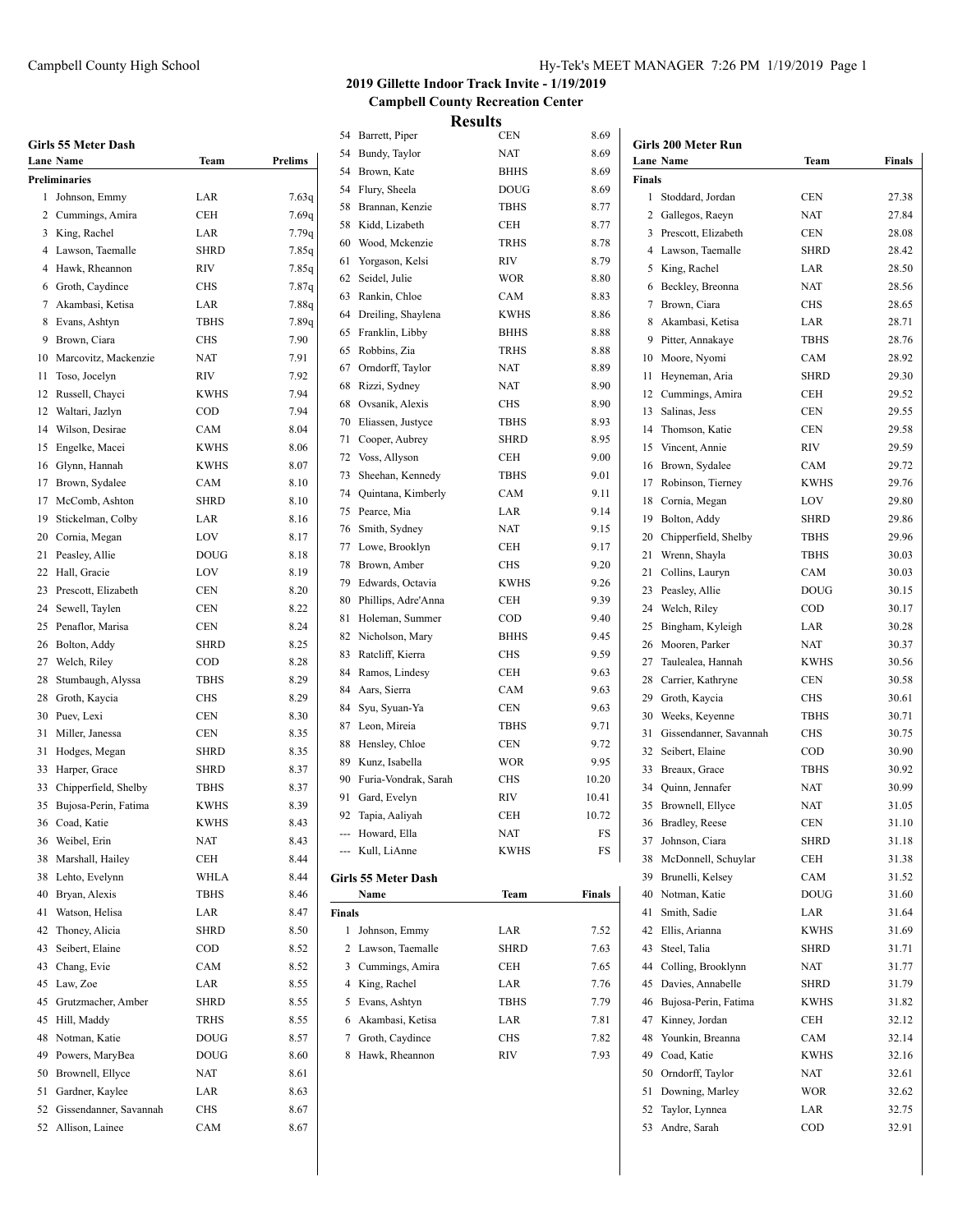# 2019 Gillette Indoor Track Invite - 1/19/2019

## Campbell County Recreation Center

## Results

### Girls 55 Meter Dash

| Lane | Name | Team | Prelims |
|---|---|---|---|
| **Preliminaries** | | | |
| 1 | Johnson, Emmy | LAR | 7.63q |
| 2 | Cummings, Amira | CEH | 7.69q |
| 3 | King, Rachel | LAR | 7.79q |
| 4 | Lawson, Taemalle | SHRD | 7.85q |
| 4 | Hawk, Rheannon | RIV | 7.85q |
| 6 | Groth, Caydince | CHS | 7.87q |
| 7 | Akambasi, Ketisa | LAR | 7.88q |
| 8 | Evans, Ashtyn | TBHS | 7.89q |
| 9 | Brown, Ciara | CHS | 7.90 |
| 10 | Marcovitz, Mackenzie | NAT | 7.91 |
| 11 | Toso, Jocelyn | RIV | 7.92 |
| 12 | Russell, Chayci | KWHS | 7.94 |
| 12 | Waltari, Jazlyn | COD | 7.94 |
| 14 | Wilson, Desirae | CAM | 8.04 |
| 15 | Engelke, Macei | KWHS | 8.06 |
| 16 | Glynn, Hannah | KWHS | 8.07 |
| 17 | Brown, Sydalee | CAM | 8.10 |
| 17 | McComb, Ashton | SHRD | 8.10 |
| 19 | Stickelman, Colby | LAR | 8.16 |
| 20 | Cornia, Megan | LOV | 8.17 |
| 21 | Peasley, Allie | DOUG | 8.18 |
| 22 | Hall, Gracie | LOV | 8.19 |
| 23 | Prescott, Elizabeth | CEN | 8.20 |
| 24 | Sewell, Taylen | CEN | 8.22 |
| 25 | Penaflor, Marisa | CEN | 8.24 |
| 26 | Bolton, Addy | SHRD | 8.25 |
| 27 | Welch, Riley | COD | 8.28 |
| 28 | Stumbaugh, Alyssa | TBHS | 8.29 |
| 28 | Groth, Kaycia | CHS | 8.29 |
| 30 | Puev, Lexi | CEN | 8.30 |
| 31 | Miller, Janessa | CEN | 8.35 |
| 31 | Hodges, Megan | SHRD | 8.35 |
| 33 | Harper, Grace | SHRD | 8.37 |
| 33 | Chipperfield, Shelby | TBHS | 8.37 |
| 35 | Bujosa-Perin, Fatima | KWHS | 8.39 |
| 36 | Coad, Katie | KWHS | 8.43 |
| 36 | Weibel, Erin | NAT | 8.43 |
| 38 | Marshall, Hailey | CEH | 8.44 |
| 38 | Lehto, Evelynn | WHLA | 8.44 |
| 40 | Bryan, Alexis | TBHS | 8.46 |
| 41 | Watson, Helisa | LAR | 8.47 |
| 42 | Thoney, Alicia | SHRD | 8.50 |
| 43 | Seibert, Elaine | COD | 8.52 |
| 43 | Chang, Evie | CAM | 8.52 |
| 45 | Law, Zoe | LAR | 8.55 |
| 45 | Grutzmacher, Amber | SHRD | 8.55 |
| 45 | Hill, Maddy | TRHS | 8.55 |
| 48 | Notman, Katie | DOUG | 8.57 |
| 49 | Powers, MaryBea | DOUG | 8.60 |
| 50 | Brownell, Ellyce | NAT | 8.61 |
| 51 | Gardner, Kaylee | LAR | 8.63 |
| 52 | Gissendanner, Savannah | CHS | 8.67 |
| 52 | Allison, Lainee | CAM | 8.67 |
| 54 | Barrett, Piper | CEN | 8.69 |
| 54 | Bundy, Taylor | NAT | 8.69 |
| 54 | Brown, Kate | BHHS | 8.69 |
| 54 | Flury, Sheela | DOUG | 8.69 |
| 58 | Brannan, Kenzie | TBHS | 8.77 |
| 58 | Kidd, Lizabeth | CEH | 8.77 |
| 60 | Wood, Mckenzie | TRHS | 8.78 |
| 61 | Yorgason, Kelsi | RIV | 8.79 |
| 62 | Seidel, Julie | WOR | 8.80 |
| 63 | Rankin, Chloe | CAM | 8.83 |
| 64 | Dreiling, Shaylena | KWHS | 8.86 |
| 65 | Franklin, Libby | BHHS | 8.88 |
| 65 | Robbins, Zia | TRHS | 8.88 |
| 67 | Orndorff, Taylor | NAT | 8.89 |
| 68 | Rizzi, Sydney | NAT | 8.90 |
| 68 | Ovsanik, Alexis | CHS | 8.90 |
| 70 | Eliassen, Justyce | TBHS | 8.93 |
| 71 | Cooper, Aubrey | SHRD | 8.95 |
| 72 | Voss, Allyson | CEH | 9.00 |
| 73 | Sheehan, Kennedy | TBHS | 9.01 |
| 74 | Quintana, Kimberly | CAM | 9.11 |
| 75 | Pearce, Mia | LAR | 9.14 |
| 76 | Smith, Sydney | NAT | 9.15 |
| 77 | Lowe, Brooklyn | CEH | 9.17 |
| 78 | Brown, Amber | CHS | 9.20 |
| 79 | Edwards, Octavia | KWHS | 9.26 |
| 80 | Phillips, Adre'Anna | CEH | 9.39 |
| 81 | Holeman, Summer | COD | 9.40 |
| 82 | Nicholson, Mary | BHHS | 9.45 |
| 83 | Ratcliff, Kierra | CHS | 9.59 |
| 84 | Ramos, Lindesy | CEH | 9.63 |
| 84 | Aars, Sierra | CAM | 9.63 |
| 84 | Syu, Syuan-Ya | CEN | 9.63 |
| 87 | Leon, Mireia | TBHS | 9.71 |
| 88 | Hensley, Chloe | CEN | 9.72 |
| 89 | Kunz, Isabella | WOR | 9.95 |
| 90 | Furia-Vondrak, Sarah | CHS | 10.20 |
| 91 | Gard, Evelyn | RIV | 10.41 |
| 92 | Tapia, Aaliyah | CEH | 10.72 |
| --- | Howard, Ella | NAT | FS |
| --- | Kull, LiAnne | KWHS | FS |

### Girls 55 Meter Dash

| | Name | Team | Finals |
|---|---|---|---|
| **Finals** | | | |
| 1 | Johnson, Emmy | LAR | 7.52 |
| 2 | Lawson, Taemalle | SHRD | 7.63 |
| 3 | Cummings, Amira | CEH | 7.65 |
| 4 | King, Rachel | LAR | 7.76 |
| 5 | Evans, Ashtyn | TBHS | 7.79 |
| 6 | Akambasi, Ketisa | LAR | 7.81 |
| 7 | Groth, Caydince | CHS | 7.82 |
| 8 | Hawk, Rheannon | RIV | 7.93 |

### Girls 200 Meter Run

| Lane | Name | Team | Finals |
|---|---|---|---|
| **Finals** | | | |
| 1 | Stoddard, Jordan | CEN | 27.38 |
| 2 | Gallegos, Raeyn | NAT | 27.84 |
| 3 | Prescott, Elizabeth | CEN | 28.08 |
| 4 | Lawson, Taemalle | SHRD | 28.42 |
| 5 | King, Rachel | LAR | 28.50 |
| 6 | Beckley, Breonna | NAT | 28.56 |
| 7 | Brown, Ciara | CHS | 28.65 |
| 8 | Akambasi, Ketisa | LAR | 28.71 |
| 9 | Pitter, Annakaye | TBHS | 28.76 |
| 10 | Moore, Nyomi | CAM | 28.92 |
| 11 | Heyneman, Aria | SHRD | 29.30 |
| 12 | Cummings, Amira | CEH | 29.52 |
| 13 | Salinas, Jess | CEN | 29.55 |
| 14 | Thomson, Katie | CEN | 29.58 |
| 15 | Vincent, Annie | RIV | 29.59 |
| 16 | Brown, Sydalee | CAM | 29.72 |
| 17 | Robinson, Tierney | KWHS | 29.76 |
| 18 | Cornia, Megan | LOV | 29.80 |
| 19 | Bolton, Addy | SHRD | 29.86 |
| 20 | Chipperfield, Shelby | TBHS | 29.96 |
| 21 | Wrenn, Shayla | TBHS | 30.03 |
| 21 | Collins, Lauryn | CAM | 30.03 |
| 23 | Peasley, Allie | DOUG | 30.15 |
| 24 | Welch, Riley | COD | 30.17 |
| 25 | Bingham, Kyleigh | LAR | 30.28 |
| 26 | Mooren, Parker | NAT | 30.37 |
| 27 | Taulealea, Hannah | KWHS | 30.56 |
| 28 | Carrier, Kathryne | CEN | 30.58 |
| 29 | Groth, Kaycia | CHS | 30.61 |
| 30 | Weeks, Keyenne | TBHS | 30.71 |
| 31 | Gissendanner, Savannah | CHS | 30.75 |
| 32 | Seibert, Elaine | COD | 30.90 |
| 33 | Breaux, Grace | TBHS | 30.92 |
| 34 | Quinn, Jennafer | NAT | 30.99 |
| 35 | Brownell, Ellyce | NAT | 31.05 |
| 36 | Bradley, Reese | CEN | 31.10 |
| 37 | Johnson, Ciara | SHRD | 31.18 |
| 38 | McDonnell, Schuylar | CEH | 31.38 |
| 39 | Brunelli, Kelsey | CAM | 31.52 |
| 40 | Notman, Katie | DOUG | 31.60 |
| 41 | Smith, Sadie | LAR | 31.64 |
| 42 | Ellis, Arianna | KWHS | 31.69 |
| 43 | Steel, Talia | SHRD | 31.71 |
| 44 | Colling, Brooklynn | NAT | 31.77 |
| 45 | Davies, Annabelle | SHRD | 31.79 |
| 46 | Bujosa-Perin, Fatima | KWHS | 31.82 |
| 47 | Kinney, Jordan | CEH | 32.12 |
| 48 | Younkin, Breanna | CAM | 32.14 |
| 49 | Coad, Katie | KWHS | 32.16 |
| 50 | Orndorff, Taylor | NAT | 32.61 |
| 51 | Downing, Marley | WOR | 32.62 |
| 52 | Taylor, Lynnea | LAR | 32.75 |
| 53 | Andre, Sarah | COD | 32.91 |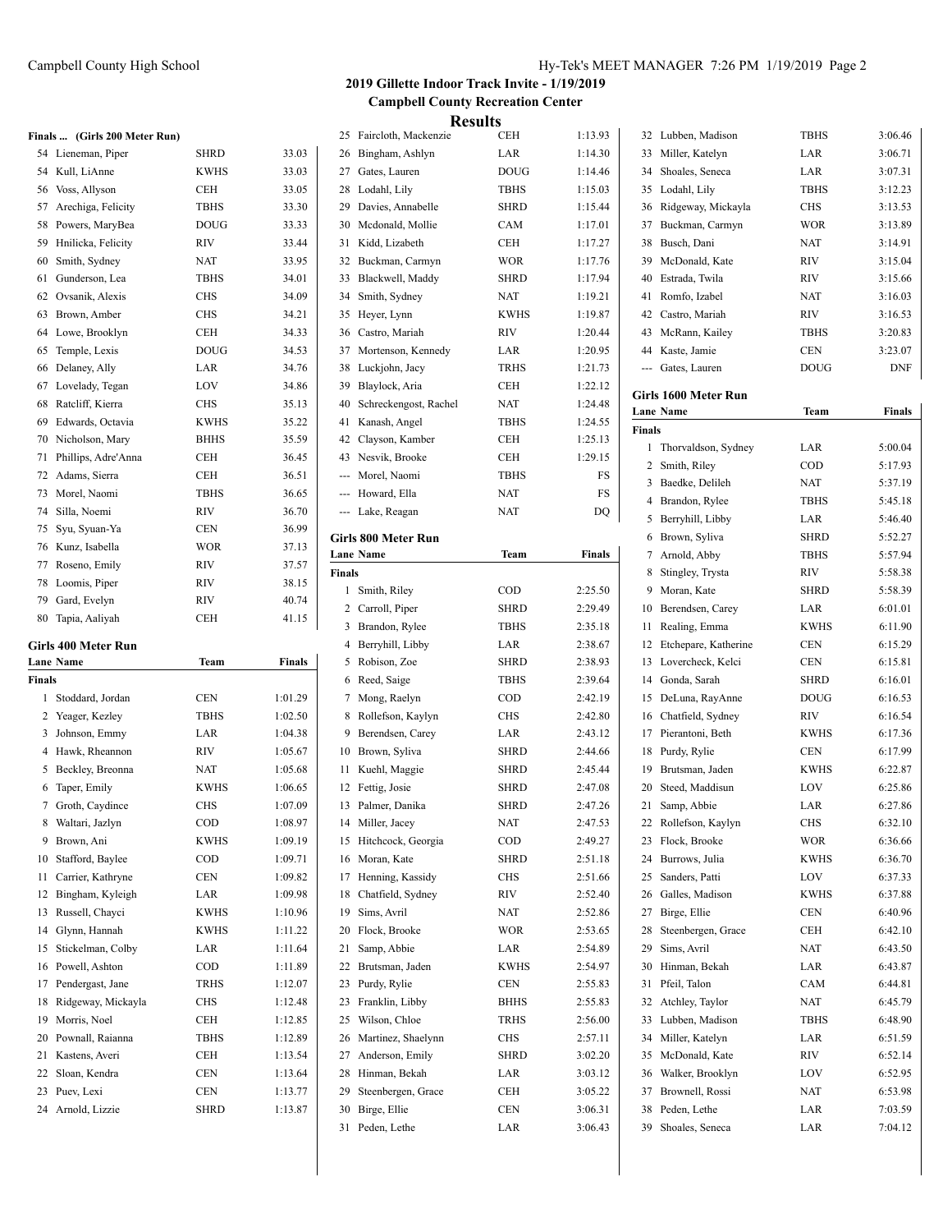## 2019 Gillette Indoor Track Invite - 1/19/2019
### Campbell County Recreation Center
### Results

**Finals ... (Girls 200 Meter Run)**

| Place | Name | Team | Finals |
|---|---|---|---|
| 54 | Lieneman, Piper | SHRD | 33.03 |
| 54 | Kull, LiAnne | KWHS | 33.03 |
| 56 | Voss, Allyson | CEH | 33.05 |
| 57 | Arechiga, Felicity | TBHS | 33.30 |
| 58 | Powers, MaryBea | DOUG | 33.33 |
| 59 | Hnilicka, Felicity | RIV | 33.44 |
| 60 | Smith, Sydney | NAT | 33.95 |
| 61 | Gunderson, Lea | TBHS | 34.01 |
| 62 | Ovsanik, Alexis | CHS | 34.09 |
| 63 | Brown, Amber | CHS | 34.21 |
| 64 | Lowe, Brooklyn | CEH | 34.33 |
| 65 | Temple, Lexis | DOUG | 34.53 |
| 66 | Delaney, Ally | LAR | 34.76 |
| 67 | Lovelady, Tegan | LOV | 34.86 |
| 68 | Ratcliff, Kierra | CHS | 35.13 |
| 69 | Edwards, Octavia | KWHS | 35.22 |
| 70 | Nicholson, Mary | BHHS | 35.59 |
| 71 | Phillips, Adre'Anna | CEH | 36.45 |
| 72 | Adams, Sierra | CEH | 36.51 |
| 73 | Morel, Naomi | TBHS | 36.65 |
| 74 | Silla, Noemi | RIV | 36.70 |
| 75 | Syu, Syuan-Ya | CEN | 36.99 |
| 76 | Kunz, Isabella | WOR | 37.13 |
| 77 | Roseno, Emily | RIV | 37.57 |
| 78 | Loomis, Piper | RIV | 38.15 |
| 79 | Gard, Evelyn | RIV | 40.74 |
| 80 | Tapia, Aaliyah | CEH | 41.15 |

### Girls 400 Meter Run

| Lane | Name | Team | Finals |
|---|---|---|---|
| **Finals** | | | |
| 1 | Stoddard, Jordan | CEN | 1:01.29 |
| 2 | Yeager, Kezley | TBHS | 1:02.50 |
| 3 | Johnson, Emmy | LAR | 1:04.38 |
| 4 | Hawk, Rheannon | RIV | 1:05.67 |
| 5 | Beckley, Breonna | NAT | 1:05.68 |
| 6 | Taper, Emily | KWHS | 1:06.65 |
| 7 | Groth, Caydince | CHS | 1:07.09 |
| 8 | Waltari, Jazlyn | COD | 1:08.97 |
| 9 | Brown, Ani | KWHS | 1:09.19 |
| 10 | Stafford, Baylee | COD | 1:09.71 |
| 11 | Carrier, Kathryne | CEN | 1:09.82 |
| 12 | Bingham, Kyleigh | LAR | 1:09.98 |
| 13 | Russell, Chayci | KWHS | 1:10.96 |
| 14 | Glynn, Hannah | KWHS | 1:11.22 |
| 15 | Stickelman, Colby | LAR | 1:11.64 |
| 16 | Powell, Ashton | COD | 1:11.89 |
| 17 | Pendergast, Jane | TRHS | 1:12.07 |
| 18 | Ridgeway, Mickayla | CHS | 1:12.48 |
| 19 | Morris, Noel | CEH | 1:12.85 |
| 20 | Pownall, Raianna | TBHS | 1:12.89 |
| 21 | Kastens, Averi | CEH | 1:13.54 |
| 22 | Sloan, Kendra | CEN | 1:13.64 |
| 23 | Puev, Lexi | CEN | 1:13.77 |
| 24 | Arnold, Lizzie | SHRD | 1:13.87 |
| 25 | Faircloth, Mackenzie | CEH | 1:13.93 |
| 26 | Bingham, Ashlyn | LAR | 1:14.30 |
| 27 | Gates, Lauren | DOUG | 1:14.46 |
| 28 | Lodahl, Lily | TBHS | 1:15.03 |
| 29 | Davies, Annabelle | SHRD | 1:15.44 |
| 30 | Mcdonald, Mollie | CAM | 1:17.01 |
| 31 | Kidd, Lizabeth | CEH | 1:17.27 |
| 32 | Buckman, Carmyn | WOR | 1:17.76 |
| 33 | Blackwell, Maddy | SHRD | 1:17.94 |
| 34 | Smith, Sydney | NAT | 1:19.21 |
| 35 | Heyer, Lynn | KWHS | 1:19.87 |
| 36 | Castro, Mariah | RIV | 1:20.44 |
| 37 | Mortenson, Kennedy | LAR | 1:20.95 |
| 38 | Luckjohn, Jacy | TRHS | 1:21.73 |
| 39 | Blaylock, Aria | CEH | 1:22.12 |
| 40 | Schreckengost, Rachel | NAT | 1:24.48 |
| 41 | Kanash, Angel | TBHS | 1:24.55 |
| 42 | Clayson, Kamber | CEH | 1:25.13 |
| 43 | Nesvik, Brooke | CEH | 1:29.15 |
| --- | Morel, Naomi | TBHS | FS |
| --- | Howard, Ella | NAT | FS |
| --- | Lake, Reagan | NAT | DQ |

### Girls 800 Meter Run

| Lane | Name | Team | Finals |
|---|---|---|---|
| **Finals** | | | |
| 1 | Smith, Riley | COD | 2:25.50 |
| 2 | Carroll, Piper | SHRD | 2:29.49 |
| 3 | Brandon, Rylee | TBHS | 2:35.18 |
| 4 | Berryhill, Libby | LAR | 2:38.67 |
| 5 | Robison, Zoe | SHRD | 2:38.93 |
| 6 | Reed, Saige | TBHS | 2:39.64 |
| 7 | Mong, Raelyn | COD | 2:42.19 |
| 8 | Rollefson, Kaylyn | CHS | 2:42.80 |
| 9 | Berendsen, Carey | LAR | 2:43.12 |
| 10 | Brown, Syliva | SHRD | 2:44.66 |
| 11 | Kuehl, Maggie | SHRD | 2:45.44 |
| 12 | Fettig, Josie | SHRD | 2:47.08 |
| 13 | Palmer, Danika | SHRD | 2:47.26 |
| 14 | Miller, Jacey | NAT | 2:47.53 |
| 15 | Hitchcock, Georgia | COD | 2:49.27 |
| 16 | Moran, Kate | SHRD | 2:51.18 |
| 17 | Henning, Kassidy | CHS | 2:51.66 |
| 18 | Chatfield, Sydney | RIV | 2:52.40 |
| 19 | Sims, Avril | NAT | 2:52.86 |
| 20 | Flock, Brooke | WOR | 2:53.65 |
| 21 | Samp, Abbie | LAR | 2:54.89 |
| 22 | Brutsman, Jaden | KWHS | 2:54.97 |
| 23 | Purdy, Rylie | CEN | 2:55.83 |
| 23 | Franklin, Libby | BHHS | 2:55.83 |
| 25 | Wilson, Chloe | TRHS | 2:56.00 |
| 26 | Martinez, Shaelynn | CHS | 2:57.11 |
| 27 | Anderson, Emily | SHRD | 3:02.20 |
| 28 | Hinman, Bekah | LAR | 3:03.12 |
| 29 | Steenbergen, Grace | CEH | 3:05.22 |
| 30 | Birge, Ellie | CEN | 3:06.31 |
| 31 | Peden, Lethe | LAR | 3:06.43 |
| 32 | Lubben, Madison | TBHS | 3:06.46 |
| 33 | Miller, Katelyn | LAR | 3:06.71 |
| 34 | Shoales, Seneca | LAR | 3:07.31 |
| 35 | Lodahl, Lily | TBHS | 3:12.23 |
| 36 | Ridgeway, Mickayla | CHS | 3:13.53 |
| 37 | Buckman, Carmyn | WOR | 3:13.89 |
| 38 | Busch, Dani | NAT | 3:14.91 |
| 39 | McDonald, Kate | RIV | 3:15.04 |
| 40 | Estrada, Twila | RIV | 3:15.66 |
| 41 | Romfo, Izabel | NAT | 3:16.03 |
| 42 | Castro, Mariah | RIV | 3:16.53 |
| 43 | McRann, Kailey | TBHS | 3:20.83 |
| 44 | Kaste, Jamie | CEN | 3:23.07 |
| --- | Gates, Lauren | DOUG | DNF |

### Girls 1600 Meter Run

| Lane | Name | Team | Finals |
|---|---|---|---|
| **Finals** | | | |
| 1 | Thorvaldson, Sydney | LAR | 5:00.04 |
| 2 | Smith, Riley | COD | 5:17.93 |
| 3 | Baedke, Delileh | NAT | 5:37.19 |
| 4 | Brandon, Rylee | TBHS | 5:45.18 |
| 5 | Berryhill, Libby | LAR | 5:46.40 |
| 6 | Brown, Syliva | SHRD | 5:52.27 |
| 7 | Arnold, Abby | TBHS | 5:57.94 |
| 8 | Stingley, Trysta | RIV | 5:58.38 |
| 9 | Moran, Kate | SHRD | 5:58.39 |
| 10 | Berendsen, Carey | LAR | 6:01.01 |
| 11 | Realing, Emma | KWHS | 6:11.90 |
| 12 | Etchepare, Katherine | CEN | 6:15.29 |
| 13 | Lovercheck, Kelci | CEN | 6:15.81 |
| 14 | Gonda, Sarah | SHRD | 6:16.01 |
| 15 | DeLuna, RayAnne | DOUG | 6:16.53 |
| 16 | Chatfield, Sydney | RIV | 6:16.54 |
| 17 | Pierantoni, Beth | KWHS | 6:17.36 |
| 18 | Purdy, Rylie | CEN | 6:17.99 |
| 19 | Brutsman, Jaden | KWHS | 6:22.87 |
| 20 | Steed, Maddisun | LOV | 6:25.86 |
| 21 | Samp, Abbie | LAR | 6:27.86 |
| 22 | Rollefson, Kaylyn | CHS | 6:32.10 |
| 23 | Flock, Brooke | WOR | 6:36.66 |
| 24 | Burrows, Julia | KWHS | 6:36.70 |
| 25 | Sanders, Patti | LOV | 6:37.33 |
| 26 | Galles, Madison | KWHS | 6:37.88 |
| 27 | Birge, Ellie | CEN | 6:40.96 |
| 28 | Steenbergen, Grace | CEH | 6:42.10 |
| 29 | Sims, Avril | NAT | 6:43.50 |
| 30 | Hinman, Bekah | LAR | 6:43.87 |
| 31 | Pfeil, Talon | CAM | 6:44.81 |
| 32 | Atchley, Taylor | NAT | 6:45.79 |
| 33 | Lubben, Madison | TBHS | 6:48.90 |
| 34 | Miller, Katelyn | LAR | 6:51.59 |
| 35 | McDonald, Kate | RIV | 6:52.14 |
| 36 | Walker, Brooklyn | LOV | 6:52.95 |
| 37 | Brownell, Rossi | NAT | 6:53.98 |
| 38 | Peden, Lethe | LAR | 7:03.59 |
| 39 | Shoales, Seneca | LAR | 7:04.12 |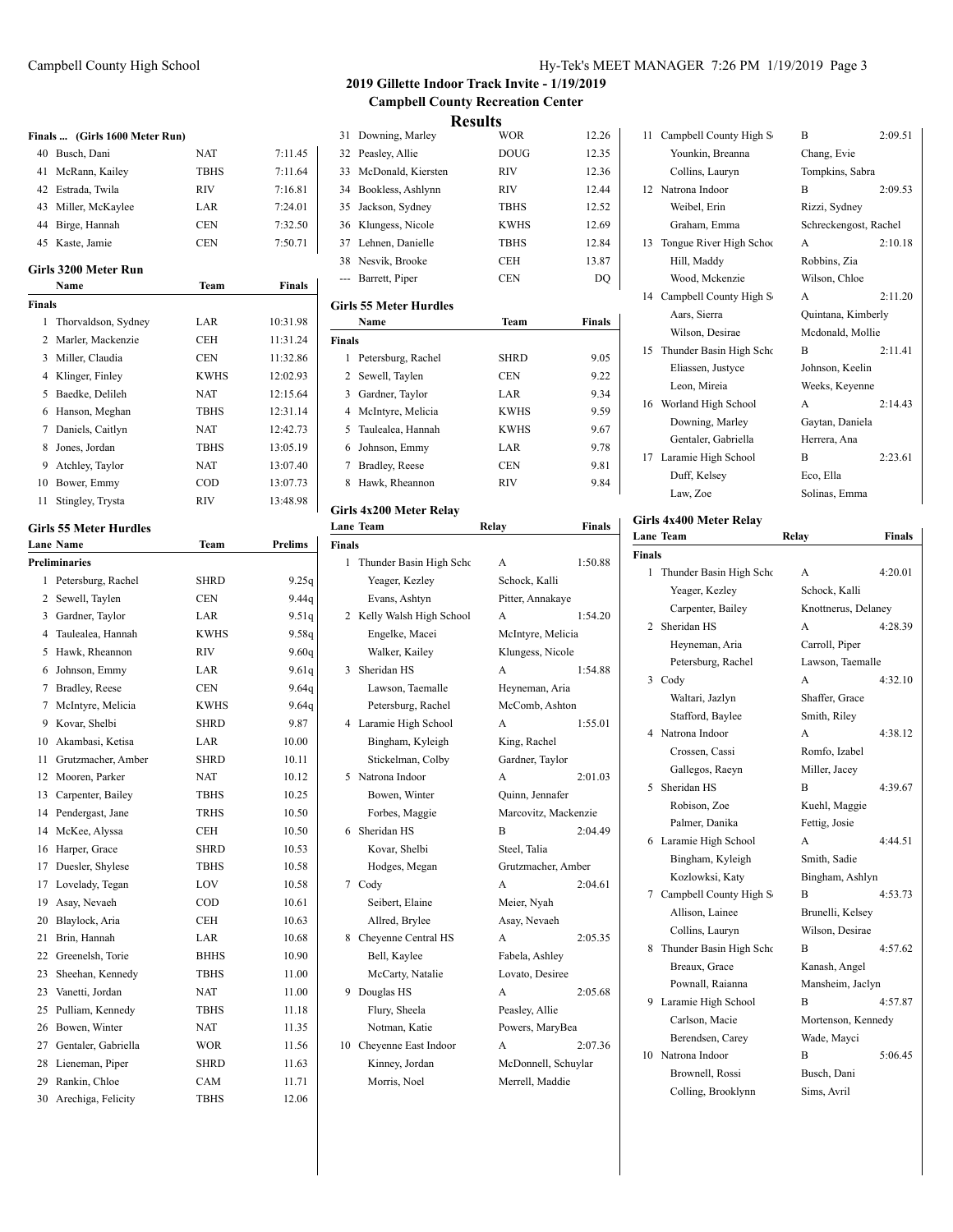## 2019 Gillette Indoor Track Invite - 1/19/2019
### Campbell County Recreation Center
### Results

**Finals ... (Girls 1600 Meter Run)**

| | Name | Team | Finals |
|---|---|---|---|
| 40 | Busch, Dani | NAT | 7:11.45 |
| 41 | McRann, Kailey | TBHS | 7:11.64 |
| 42 | Estrada, Twila | RIV | 7:16.81 |
| 43 | Miller, McKaylee | LAR | 7:24.01 |
| 44 | Birge, Hannah | CEN | 7:32.50 |
| 45 | Kaste, Jamie | CEN | 7:50.71 |

### Girls 3200 Meter Run

| | Name | Team | Finals |
|---|---|---|---|
| **Finals** | | | |
| 1 | Thorvaldson, Sydney | LAR | 10:31.98 |
| 2 | Marler, Mackenzie | CEH | 11:31.24 |
| 3 | Miller, Claudia | CEN | 11:32.86 |
| 4 | Klinger, Finley | KWHS | 12:02.93 |
| 5 | Baedke, Delileh | NAT | 12:15.64 |
| 6 | Hanson, Meghan | TBHS | 12:31.14 |
| 7 | Daniels, Caitlyn | NAT | 12:42.73 |
| 8 | Jones, Jordan | TBHS | 13:05.19 |
| 9 | Atchley, Taylor | NAT | 13:07.40 |
| 10 | Bower, Emmy | COD | 13:07.73 |
| 11 | Stingley, Trysta | RIV | 13:48.98 |

### Girls 55 Meter Hurdles

| Lane | Name | Team | Prelims |
|---|---|---|---|
| **Preliminaries** | | | |
| 1 | Petersburg, Rachel | SHRD | 9.25q |
| 2 | Sewell, Taylen | CEN | 9.44q |
| 3 | Gardner, Taylor | LAR | 9.51q |
| 4 | Taulealea, Hannah | KWHS | 9.58q |
| 5 | Hawk, Rheannon | RIV | 9.60q |
| 6 | Johnson, Emmy | LAR | 9.61q |
| 7 | Bradley, Reese | CEN | 9.64q |
| 7 | McIntyre, Melicia | KWHS | 9.64q |
| 9 | Kovar, Shelbi | SHRD | 9.87 |
| 10 | Akambasi, Ketisa | LAR | 10.00 |
| 11 | Grutzmacher, Amber | SHRD | 10.11 |
| 12 | Mooren, Parker | NAT | 10.12 |
| 13 | Carpenter, Bailey | TBHS | 10.25 |
| 14 | Pendergast, Jane | TRHS | 10.50 |
| 14 | McKee, Alyssa | CEH | 10.50 |
| 16 | Harper, Grace | SHRD | 10.53 |
| 17 | Duesler, Shylese | TBHS | 10.58 |
| 17 | Lovelady, Tegan | LOV | 10.58 |
| 19 | Asay, Nevaeh | COD | 10.61 |
| 20 | Blaylock, Aria | CEH | 10.63 |
| 21 | Brin, Hannah | LAR | 10.68 |
| 22 | Greenelsh, Torie | BHHS | 10.90 |
| 23 | Sheehan, Kennedy | TBHS | 11.00 |
| 23 | Vanetti, Jordan | NAT | 11.00 |
| 25 | Pulliam, Kennedy | TBHS | 11.18 |
| 26 | Bowen, Winter | NAT | 11.35 |
| 27 | Gentaler, Gabriella | WOR | 11.56 |
| 28 | Lieneman, Piper | SHRD | 11.63 |
| 29 | Rankin, Chloe | CAM | 11.71 |
| 30 | Arechiga, Felicity | TBHS | 12.06 |
| 31 | Downing, Marley | WOR | 12.26 |
| 32 | Peasley, Allie | DOUG | 12.35 |
| 33 | McDonald, Kiersten | RIV | 12.36 |
| 34 | Bookless, Ashlynn | RIV | 12.44 |
| 35 | Jackson, Sydney | TBHS | 12.52 |
| 36 | Klungess, Nicole | KWHS | 12.69 |
| 37 | Lehnen, Danielle | TBHS | 12.84 |
| 38 | Nesvik, Brooke | CEH | 13.87 |
| --- | Barrett, Piper | CEN | DQ |

### Girls 55 Meter Hurdles

| | Name | Team | Finals |
|---|---|---|---|
| **Finals** | | | |
| 1 | Petersburg, Rachel | SHRD | 9.05 |
| 2 | Sewell, Taylen | CEN | 9.22 |
| 3 | Gardner, Taylor | LAR | 9.34 |
| 4 | McIntyre, Melicia | KWHS | 9.59 |
| 5 | Taulealea, Hannah | KWHS | 9.67 |
| 6 | Johnson, Emmy | LAR | 9.78 |
| 7 | Bradley, Reese | CEN | 9.81 |
| 8 | Hawk, Rheannon | RIV | 9.84 |

### Girls 4x200 Meter Relay

| Lane | Team | Relay | Finals |
|---|---|---|---|
| **Finals** | | | |
| 1 | Thunder Basin High Scho | A | 1:50.88 |
| | Yeager, Kezley | Schock, Kalli | |
| | Evans, Ashtyn | Pitter, Annakaye | |
| 2 | Kelly Walsh High School | A | 1:54.20 |
| | Engelke, Macei | McIntyre, Melicia | |
| | Walker, Kailey | Klungess, Nicole | |
| 3 | Sheridan HS | A | 1:54.88 |
| | Lawson, Taemalle | Heyneman, Aria | |
| | Petersburg, Rachel | McComb, Ashton | |
| 4 | Laramie High School | A | 1:55.01 |
| | Bingham, Kyleigh | King, Rachel | |
| | Stickelman, Colby | Gardner, Taylor | |
| 5 | Natrona Indoor | A | 2:01.03 |
| | Bowen, Winter | Quinn, Jennafer | |
| | Forbes, Maggie | Marcovitz, Mackenzie | |
| 6 | Sheridan HS | B | 2:04.49 |
| | Kovar, Shelbi | Steel, Talia | |
| | Hodges, Megan | Grutzmacher, Amber | |
| 7 | Cody | A | 2:04.61 |
| | Seibert, Elaine | Meier, Nyah | |
| | Allred, Brylee | Asay, Nevaeh | |
| 8 | Cheyenne Central HS | A | 2:05.35 |
| | Bell, Kaylee | Fabela, Ashley | |
| | McCarty, Natalie | Lovato, Desiree | |
| 9 | Douglas HS | A | 2:05.68 |
| | Flury, Sheela | Peasley, Allie | |
| | Notman, Katie | Powers, MaryBea | |
| 10 | Cheyenne East Indoor | A | 2:07.36 |
| | Kinney, Jordan | McDonnell, Schuylar | |
| | Morris, Noel | Merrell, Maddie | |
| 11 | Campbell County High S | B | 2:09.51 |
| | Younkin, Breanna | Chang, Evie | |
| | Collins, Lauryn | Tompkins, Sabra | |
| 12 | Natrona Indoor | B | 2:09.53 |
| | Weibel, Erin | Rizzi, Sydney | |
| | Graham, Emma | Schreckengost, Rachel | |
| 13 | Tongue River High Schoo | A | 2:10.18 |
| | Hill, Maddy | Robbins, Zia | |
| | Wood, Mckenzie | Wilson, Chloe | |
| 14 | Campbell County High S | A | 2:11.20 |
| | Aars, Sierra | Quintana, Kimberly | |
| | Wilson, Desirae | Mcdonald, Mollie | |
| 15 | Thunder Basin High Scho | B | 2:11.41 |
| | Eliassen, Justyce | Johnson, Keelin | |
| | Leon, Mireia | Weeks, Keyenne | |
| 16 | Worland High School | A | 2:14.43 |
| | Downing, Marley | Gaytan, Daniela | |
| | Gentaler, Gabriella | Herrera, Ana | |
| 17 | Laramie High School | B | 2:23.61 |
| | Duff, Kelsey | Eco, Ella | |
| | Law, Zoe | Solinas, Emma | |

### Girls 4x400 Meter Relay

| Lane | Team | Relay | Finals |
|---|---|---|---|
| **Finals** | | | |
| 1 | Thunder Basin High Scho | A | 4:20.01 |
| | Yeager, Kezley | Schock, Kalli | |
| | Carpenter, Bailey | Knottnerus, Delaney | |
| 2 | Sheridan HS | A | 4:28.39 |
| | Heyneman, Aria | Carroll, Piper | |
| | Petersburg, Rachel | Lawson, Taemalle | |
| 3 | Cody | A | 4:32.10 |
| | Waltari, Jazlyn | Shaffer, Grace | |
| | Stafford, Baylee | Smith, Riley | |
| 4 | Natrona Indoor | A | 4:38.12 |
| | Crossen, Cassi | Romfo, Izabel | |
| | Gallegos, Raeyn | Miller, Jacey | |
| 5 | Sheridan HS | B | 4:39.67 |
| | Robison, Zoe | Kuehl, Maggie | |
| | Palmer, Danika | Fettig, Josie | |
| 6 | Laramie High School | A | 4:44.51 |
| | Bingham, Kyleigh | Smith, Sadie | |
| | Kozlowksi, Katy | Bingham, Ashlyn | |
| 7 | Campbell County High S | B | 4:53.73 |
| | Allison, Lainee | Brunelli, Kelsey | |
| | Collins, Lauryn | Wilson, Desirae | |
| 8 | Thunder Basin High Scho | B | 4:57.62 |
| | Breaux, Grace | Kanash, Angel | |
| | Pownall, Raianna | Mansheim, Jaclyn | |
| 9 | Laramie High School | B | 4:57.87 |
| | Carlson, Macie | Mortenson, Kennedy | |
| | Berendsen, Carey | Wade, Mayci | |
| 10 | Natrona Indoor | B | 5:06.45 |
| | Brownell, Rossi | Busch, Dani | |
| | Colling, Brooklynn | Sims, Avril | |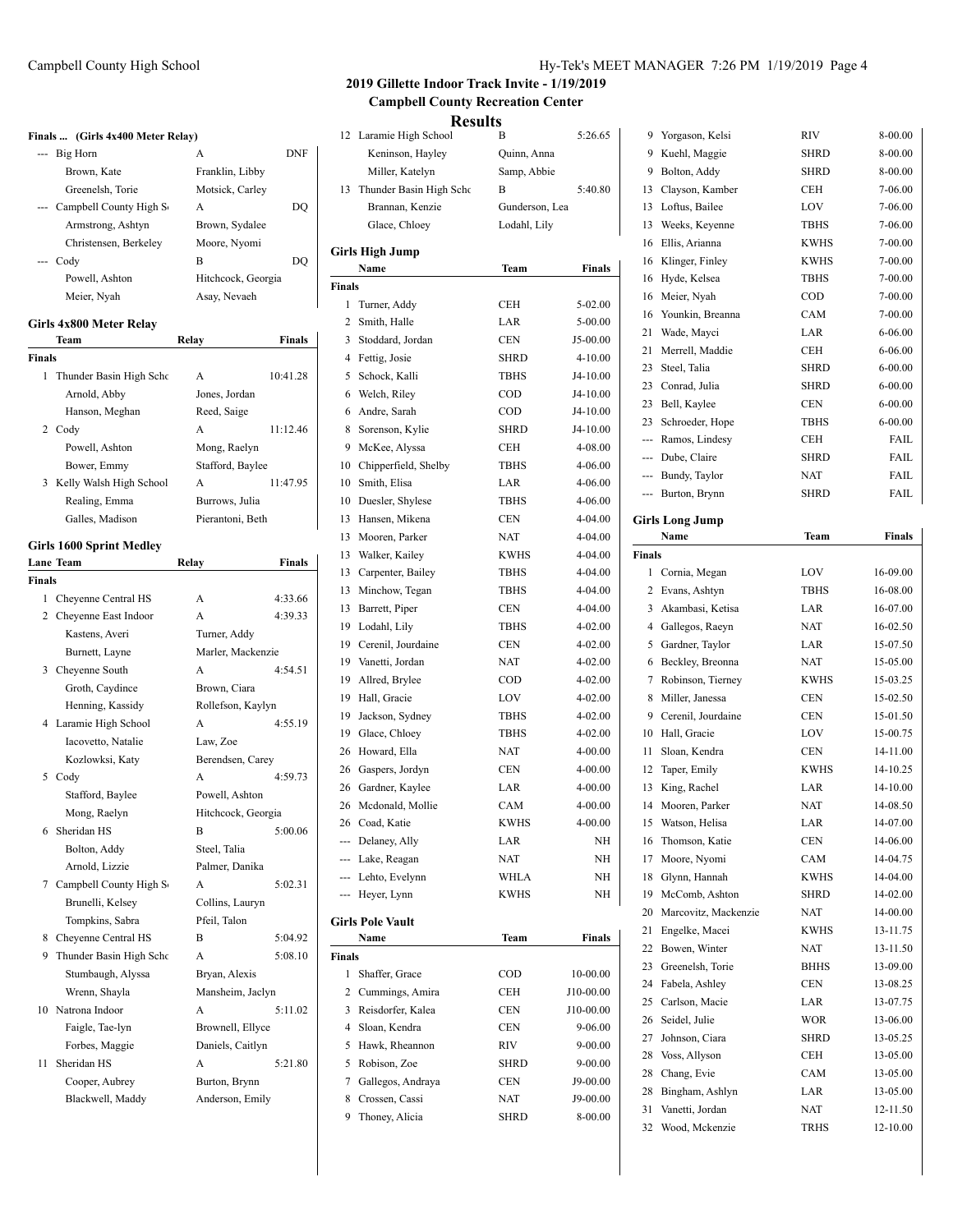## 2019 Gillette Indoor Track Invite - 1/19/2019

### Campbell County Recreation Center

### Results

#### Finals ... (Girls 4x400 Meter Relay)

| Place | Team | Relay | Finals |
|---|---|---|---|
| --- | Big Horn | A | DNF |
| | Brown, Kate | Franklin, Libby | |
| | Greenelsh, Torie | Motsick, Carley | |
| --- | Campbell County High S | A | DQ |
| | Armstrong, Ashtyn | Brown, Sydalee | |
| | Christensen, Berkeley | Moore, Nyomi | |
| --- | Cody | B | DQ |
| | Powell, Ashton | Hitchcock, Georgia | |
| | Meier, Nyah | Asay, Nevaeh | |
| 12 | Laramie High School | B | 5:26.65 |
| | Keninson, Hayley | Quinn, Anna | |
| | Miller, Katelyn | Samp, Abbie | |
| 13 | Thunder Basin High Schc | B | 5:40.80 |
| | Brannan, Kenzie | Gunderson, Lea | |
| | Glace, Chloey | Lodahl, Lily | |

#### Girls 4x800 Meter Relay

| Place | Team | Relay | Finals |
|---|---|---|---|
| **Finals** | | | |
| 1 | Thunder Basin High Schc | A | 10:41.28 |
| | Arnold, Abby | Jones, Jordan | |
| | Hanson, Meghan | Reed, Saige | |
| 2 | Cody | A | 11:12.46 |
| | Powell, Ashton | Mong, Raelyn | |
| | Bower, Emmy | Stafford, Baylee | |
| 3 | Kelly Walsh High School | A | 11:47.95 |
| | Realing, Emma | Burrows, Julia | |
| | Galles, Madison | Pierantoni, Beth | |

#### Girls 1600 Sprint Medley

| Lane | Team | Relay | Finals |
|---|---|---|---|
| **Finals** | | | |
| 1 | Cheyenne Central HS | A | 4:33.66 |
| 2 | Cheyenne East Indoor | A | 4:39.33 |
| | Kastens, Averi | Turner, Addy | |
| | Burnett, Layne | Marler, Mackenzie | |
| 3 | Cheyenne South | A | 4:54.51 |
| | Groth, Caydince | Brown, Ciara | |
| | Henning, Kassidy | Rollefson, Kaylyn | |
| 4 | Laramie High School | A | 4:55.19 |
| | Iacovetto, Natalie | Law, Zoe | |
| | Kozlowksi, Katy | Berendsen, Carey | |
| 5 | Cody | A | 4:59.73 |
| | Stafford, Baylee | Powell, Ashton | |
| | Mong, Raelyn | Hitchcock, Georgia | |
| 6 | Sheridan HS | B | 5:00.06 |
| | Bolton, Addy | Steel, Talia | |
| | Arnold, Lizzie | Palmer, Danika | |
| 7 | Campbell County High S | A | 5:02.31 |
| | Brunelli, Kelsey | Collins, Lauryn | |
| | Tompkins, Sabra | Pfeil, Talon | |
| 8 | Cheyenne Central HS | B | 5:04.92 |
| 9 | Thunder Basin High Schc | A | 5:08.10 |
| | Stumbaugh, Alyssa | Bryan, Alexis | |
| | Wrenn, Shayla | Mansheim, Jaclyn | |
| 10 | Natrona Indoor | A | 5:11.02 |
| | Faigle, Tae-lyn | Brownell, Ellyce | |
| | Forbes, Maggie | Daniels, Caitlyn | |
| 11 | Sheridan HS | A | 5:21.80 |
| | Cooper, Aubrey | Burton, Brynn | |
| | Blackwell, Maddy | Anderson, Emily | |

#### Girls High Jump

| Place | Name | Team | Finals |
|---|---|---|---|
| **Finals** | | | |
| 1 | Turner, Addy | CEH | 5-02.00 |
| 2 | Smith, Halle | LAR | 5-00.00 |
| 3 | Stoddard, Jordan | CEN | J5-00.00 |
| 4 | Fettig, Josie | SHRD | 4-10.00 |
| 5 | Schock, Kalli | TBHS | J4-10.00 |
| 6 | Welch, Riley | COD | J4-10.00 |
| 6 | Andre, Sarah | COD | J4-10.00 |
| 8 | Sorenson, Kylie | SHRD | J4-10.00 |
| 9 | McKee, Alyssa | CEH | 4-08.00 |
| 10 | Chipperfield, Shelby | TBHS | 4-06.00 |
| 10 | Smith, Elisa | LAR | 4-06.00 |
| 10 | Duesler, Shylese | TBHS | 4-06.00 |
| 13 | Hansen, Mikena | CEN | 4-04.00 |
| 13 | Mooren, Parker | NAT | 4-04.00 |
| 13 | Walker, Kailey | KWHS | 4-04.00 |
| 13 | Carpenter, Bailey | TBHS | 4-04.00 |
| 13 | Minchow, Tegan | TBHS | 4-04.00 |
| 13 | Barrett, Piper | CEN | 4-04.00 |
| 19 | Lodahl, Lily | TBHS | 4-02.00 |
| 19 | Cerenil, Jourdaine | CEN | 4-02.00 |
| 19 | Vanetti, Jordan | NAT | 4-02.00 |
| 19 | Allred, Brylee | COD | 4-02.00 |
| 19 | Hall, Gracie | LOV | 4-02.00 |
| 19 | Jackson, Sydney | TBHS | 4-02.00 |
| 19 | Glace, Chloey | TBHS | 4-02.00 |
| 26 | Howard, Ella | NAT | 4-00.00 |
| 26 | Gaspers, Jordyn | CEN | 4-00.00 |
| 26 | Gardner, Kaylee | LAR | 4-00.00 |
| 26 | Mcdonald, Mollie | CAM | 4-00.00 |
| 26 | Coad, Katie | KWHS | 4-00.00 |
| --- | Delaney, Ally | LAR | NH |
| --- | Lake, Reagan | NAT | NH |
| --- | Lehto, Evelynn | WHLA | NH |
| --- | Heyer, Lynn | KWHS | NH |

#### Girls Pole Vault

| Place | Name | Team | Finals |
|---|---|---|---|
| **Finals** | | | |
| 1 | Shaffer, Grace | COD | 10-00.00 |
| 2 | Cummings, Amira | CEH | J10-00.00 |
| 3 | Reisdorfer, Kalea | CEN | J10-00.00 |
| 4 | Sloan, Kendra | CEN | 9-06.00 |
| 5 | Hawk, Rheannon | RIV | 9-00.00 |
| 5 | Robison, Zoe | SHRD | 9-00.00 |
| 7 | Gallegos, Andraya | CEN | J9-00.00 |
| 8 | Crossen, Cassi | NAT | J9-00.00 |
| 9 | Thoney, Alicia | SHRD | 8-00.00 |
| 9 | Yorgason, Kelsi | RIV | 8-00.00 |
| 9 | Kuehl, Maggie | SHRD | 8-00.00 |
| 9 | Bolton, Addy | SHRD | 8-00.00 |
| 13 | Clayson, Kamber | CEH | 7-06.00 |
| 13 | Loftus, Bailee | LOV | 7-06.00 |
| 13 | Weeks, Keyenne | TBHS | 7-06.00 |
| 16 | Ellis, Arianna | KWHS | 7-00.00 |
| 16 | Klinger, Finley | KWHS | 7-00.00 |
| 16 | Hyde, Kelsea | TBHS | 7-00.00 |
| 16 | Meier, Nyah | COD | 7-00.00 |
| 16 | Younkin, Breanna | CAM | 7-00.00 |
| 21 | Wade, Mayci | LAR | 6-06.00 |
| 21 | Merrell, Maddie | CEH | 6-06.00 |
| 23 | Steel, Talia | SHRD | 6-00.00 |
| 23 | Conrad, Julia | SHRD | 6-00.00 |
| 23 | Bell, Kaylee | CEN | 6-00.00 |
| 23 | Schroeder, Hope | TBHS | 6-00.00 |
| --- | Ramos, Lindesy | CEH | FAIL |
| --- | Dube, Claire | SHRD | FAIL |
| --- | Bundy, Taylor | NAT | FAIL |
| --- | Burton, Brynn | SHRD | FAIL |

#### Girls Long Jump

| Place | Name | Team | Finals |
|---|---|---|---|
| **Finals** | | | |
| 1 | Cornia, Megan | LOV | 16-09.00 |
| 2 | Evans, Ashtyn | TBHS | 16-08.00 |
| 3 | Akambasi, Ketisa | LAR | 16-07.00 |
| 4 | Gallegos, Raeyn | NAT | 16-02.50 |
| 5 | Gardner, Taylor | LAR | 15-07.50 |
| 6 | Beckley, Breonna | NAT | 15-05.00 |
| 7 | Robinson, Tierney | KWHS | 15-03.25 |
| 8 | Miller, Janessa | CEN | 15-02.50 |
| 9 | Cerenil, Jourdaine | CEN | 15-01.50 |
| 10 | Hall, Gracie | LOV | 15-00.75 |
| 11 | Sloan, Kendra | CEN | 14-11.00 |
| 12 | Taper, Emily | KWHS | 14-10.25 |
| 13 | King, Rachel | LAR | 14-10.00 |
| 14 | Mooren, Parker | NAT | 14-08.50 |
| 15 | Watson, Helisa | LAR | 14-07.00 |
| 16 | Thomson, Katie | CEN | 14-06.00 |
| 17 | Moore, Nyomi | CAM | 14-04.75 |
| 18 | Glynn, Hannah | KWHS | 14-04.00 |
| 19 | McComb, Ashton | SHRD | 14-02.00 |
| 20 | Marcovitz, Mackenzie | NAT | 14-00.00 |
| 21 | Engelke, Macei | KWHS | 13-11.75 |
| 22 | Bowen, Winter | NAT | 13-11.50 |
| 23 | Greenelsh, Torie | BHHS | 13-09.00 |
| 24 | Fabela, Ashley | CEN | 13-08.25 |
| 25 | Carlson, Macie | LAR | 13-07.75 |
| 26 | Seidel, Julie | WOR | 13-06.00 |
| 27 | Johnson, Ciara | SHRD | 13-05.25 |
| 28 | Voss, Allyson | CEH | 13-05.00 |
| 28 | Chang, Evie | CAM | 13-05.00 |
| 28 | Bingham, Ashlyn | LAR | 13-05.00 |
| 31 | Vanetti, Jordan | NAT | 12-11.50 |
| 32 | Wood, Mckenzie | TRHS | 12-10.00 |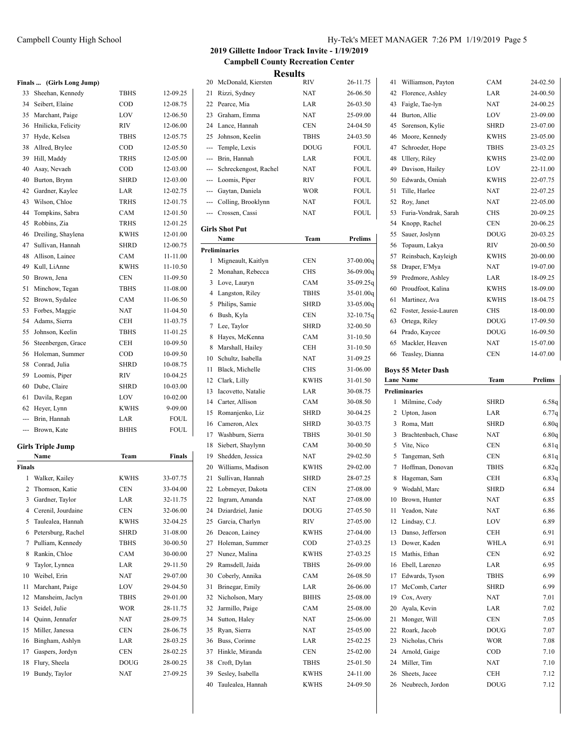## 2019 Gillette Indoor Track Invite - 1/19/2019

### Campbell County Recreation Center

### Results

**Finals ... (Girls Long Jump)**

| | Name | Team | Finals |
|---|---|---|---|
| 33 | Sheehan, Kennedy | TBHS | 12-09.25 |
| 34 | Seibert, Elaine | COD | 12-08.75 |
| 35 | Marchant, Paige | LOV | 12-06.50 |
| 36 | Hnilicka, Felicity | RIV | 12-06.00 |
| 37 | Hyde, Kelsea | TBHS | 12-05.75 |
| 38 | Allred, Brylee | COD | 12-05.50 |
| 39 | Hill, Maddy | TRHS | 12-05.00 |
| 40 | Asay, Nevaeh | COD | 12-03.00 |
| 40 | Burton, Brynn | SHRD | 12-03.00 |
| 42 | Gardner, Kaylee | LAR | 12-02.75 |
| 43 | Wilson, Chloe | TRHS | 12-01.75 |
| 44 | Tompkins, Sabra | CAM | 12-01.50 |
| 45 | Robbins, Zia | TRHS | 12-01.25 |
| 46 | Dreiling, Shaylena | KWHS | 12-01.00 |
| 47 | Sullivan, Hannah | SHRD | 12-00.75 |
| 48 | Allison, Lainee | CAM | 11-11.00 |
| 49 | Kull, LiAnne | KWHS | 11-10.50 |
| 50 | Brown, Jena | CEN | 11-09.50 |
| 51 | Minchow, Tegan | TBHS | 11-08.00 |
| 52 | Brown, Sydalee | CAM | 11-06.50 |
| 53 | Forbes, Maggie | NAT | 11-04.50 |
| 54 | Adams, Sierra | CEH | 11-03.75 |
| 55 | Johnson, Keelin | TBHS | 11-01.25 |
| 56 | Steenbergen, Grace | CEH | 10-09.50 |
| 56 | Holeman, Summer | COD | 10-09.50 |
| 58 | Conrad, Julia | SHRD | 10-08.75 |
| 59 | Loomis, Piper | RIV | 10-04.25 |
| 60 | Dube, Claire | SHRD | 10-03.00 |
| 61 | Davila, Regan | LOV | 10-02.00 |
| 62 | Heyer, Lynn | KWHS | 9-09.00 |
| --- | Brin, Hannah | LAR | FOUL |
| --- | Brown, Kate | BHHS | FOUL |

### Girls Triple Jump

| | Name | Team | Finals |
|---|---|---|---|
| **Finals** | | | |
| 1 | Walker, Kailey | KWHS | 33-07.75 |
| 2 | Thomson, Katie | CEN | 33-04.00 |
| 3 | Gardner, Taylor | LAR | 32-11.75 |
| 4 | Cerenil, Jourdaine | CEN | 32-06.00 |
| 5 | Taulealea, Hannah | KWHS | 32-04.25 |
| 6 | Petersburg, Rachel | SHRD | 31-08.00 |
| 7 | Pulliam, Kennedy | TBHS | 30-00.50 |
| 8 | Rankin, Chloe | CAM | 30-00.00 |
| 9 | Taylor, Lynnea | LAR | 29-11.50 |
| 10 | Weibel, Erin | NAT | 29-07.00 |
| 11 | Marchant, Paige | LOV | 29-04.50 |
| 12 | Mansheim, Jaclyn | TBHS | 29-01.00 |
| 13 | Seidel, Julie | WOR | 28-11.75 |
| 14 | Quinn, Jennafer | NAT | 28-09.75 |
| 15 | Miller, Janessa | CEN | 28-06.75 |
| 16 | Bingham, Ashlyn | LAR | 28-03.25 |
| 17 | Gaspers, Jordyn | CEN | 28-02.25 |
| 18 | Flury, Sheela | DOUG | 28-00.25 |
| 19 | Bundy, Taylor | NAT | 27-09.25 |
| 20 | McDonald, Kiersten | RIV | 26-11.75 |
| 21 | Rizzi, Sydney | NAT | 26-06.50 |
| 22 | Pearce, Mia | LAR | 26-03.50 |
| 23 | Graham, Emma | NAT | 25-09.00 |
| 24 | Lance, Hannah | CEN | 24-04.50 |
| 25 | Johnson, Keelin | TBHS | 24-03.50 |
| --- | Temple, Lexis | DOUG | FOUL |
| --- | Brin, Hannah | LAR | FOUL |
| --- | Schreckengost, Rachel | NAT | FOUL |
| --- | Loomis, Piper | RIV | FOUL |
| --- | Gaytan, Daniela | WOR | FOUL |
| --- | Colling, Brooklynn | NAT | FOUL |
| --- | Crossen, Cassi | NAT | FOUL |

### Girls Shot Put

| | Name | Team | Prelims |
|---|---|---|---|
| **Preliminaries** | | | |
| 1 | Migneault, Kaitlyn | CEN | 37-00.00q |
| 2 | Monahan, Rebecca | CHS | 36-09.00q |
| 3 | Love, Lauryn | CAM | 35-09.25q |
| 4 | Langston, Riley | TBHS | 35-01.00q |
| 5 | Philips, Samie | SHRD | 33-05.00q |
| 6 | Bush, Kyla | CEN | 32-10.75q |
| 7 | Lee, Taylor | SHRD | 32-00.50 |
| 8 | Hayes, McKenna | CAM | 31-10.50 |
| 8 | Marshall, Hailey | CEH | 31-10.50 |
| 10 | Schultz, Isabella | NAT | 31-09.25 |
| 11 | Black, Michelle | CHS | 31-06.00 |
| 12 | Clark, Lilly | KWHS | 31-01.50 |
| 13 | Iacovetto, Natalie | LAR | 30-08.75 |
| 14 | Carter, Allison | CAM | 30-08.50 |
| 15 | Romanjenko, Liz | SHRD | 30-04.25 |
| 16 | Cameron, Alex | SHRD | 30-03.75 |
| 17 | Washburn, Sierra | TBHS | 30-01.50 |
| 18 | Siebert, Shaylynn | CAM | 30-00.50 |
| 19 | Shedden, Jessica | NAT | 29-02.50 |
| 20 | Williams, Madison | KWHS | 29-02.00 |
| 21 | Sullivan, Hannah | SHRD | 28-07.25 |
| 22 | Lobmeyer, Dakota | CEN | 27-08.00 |
| 22 | Ingram, Amanda | NAT | 27-08.00 |
| 24 | Dziardziel, Janie | DOUG | 27-05.50 |
| 25 | Garcia, Charlyn | RIV | 27-05.00 |
| 26 | Deacon, Lainey | KWHS | 27-04.00 |
| 27 | Holeman, Summer | COD | 27-03.25 |
| 27 | Nunez, Malina | KWHS | 27-03.25 |
| 29 | Ramsdell, Jaida | TBHS | 26-09.00 |
| 30 | Coberly, Annika | CAM | 26-08.50 |
| 31 | Brinegar, Emily | LAR | 26-06.00 |
| 32 | Nicholson, Mary | BHHS | 25-08.00 |
| 32 | Jarmillo, Paige | CAM | 25-08.00 |
| 34 | Sutton, Haley | NAT | 25-06.00 |
| 35 | Ryan, Sierra | NAT | 25-05.00 |
| 36 | Buss, Corinne | LAR | 25-02.25 |
| 37 | Hinkle, Miranda | CEN | 25-02.00 |
| 38 | Croft, Dylan | TBHS | 25-01.50 |
| 39 | Sesley, Isabella | KWHS | 24-11.00 |
| 40 | Taulealea, Hannah | KWHS | 24-09.50 |
| 41 | Williamson, Payton | CAM | 24-02.50 |
| 42 | Florence, Ashley | LAR | 24-00.50 |
| 43 | Faigle, Tae-lyn | NAT | 24-00.25 |
| 44 | Burton, Allie | LOV | 23-09.00 |
| 45 | Sorenson, Kylie | SHRD | 23-07.00 |
| 46 | Moore, Kennedy | KWHS | 23-05.00 |
| 47 | Schroeder, Hope | TBHS | 23-03.25 |
| 48 | Ullery, Riley | KWHS | 23-02.00 |
| 49 | Davison, Hailey | LOV | 22-11.00 |
| 50 | Edwards, Omiah | KWHS | 22-07.75 |
| 51 | Tille, Harlee | NAT | 22-07.25 |
| 52 | Roy, Janet | NAT | 22-05.00 |
| 53 | Furia-Vondrak, Sarah | CHS | 20-09.25 |
| 54 | Knopp, Rachel | CEN | 20-06.25 |
| 55 | Sauer, Joslynn | DOUG | 20-03.25 |
| 56 | Topaum, Lakya | RIV | 20-00.50 |
| 57 | Reinsbach, Kayleigh | KWHS | 20-00.00 |
| 58 | Draper, E'Mya | NAT | 19-07.00 |
| 59 | Predmore, Ashley | LAR | 18-09.25 |
| 60 | Proudfoot, Kalina | KWHS | 18-09.00 |
| 61 | Martinez, Ava | KWHS | 18-04.75 |
| 62 | Foster, Jessie-Lauren | CHS | 18-00.00 |
| 63 | Ortega, Riley | DOUG | 17-09.50 |
| 64 | Prado, Kaycee | DOUG | 16-09.50 |
| 65 | Mackler, Heaven | NAT | 15-07.00 |
| 66 | Teasley, Dianna | CEN | 14-07.00 |

### Boys 55 Meter Dash

| Lane | Name | Team | Prelims |
|---|---|---|---|
| **Preliminaries** | | | |
| 1 | Milmine, Cody | SHRD | 6.58q |
| 2 | Upton, Jason | LAR | 6.77q |
| 3 | Roma, Matt | SHRD | 6.80q |
| 3 | Brachtenbach, Chase | NAT | 6.80q |
| 5 | Vite, Nico | CEN | 6.81q |
| 5 | Tangeman, Seth | CEN | 6.81q |
| 7 | Hoffman, Donovan | TBHS | 6.82q |
| 8 | Hageman, Sam | CEH | 6.83q |
| 9 | Wodahl, Marc | SHRD | 6.84 |
| 10 | Brown, Hunter | NAT | 6.85 |
| 11 | Yeadon, Nate | NAT | 6.86 |
| 12 | Lindsay, C.J. | LOV | 6.89 |
| 13 | Danso, Jefferson | CEH | 6.91 |
| 13 | Dower, Kaden | WHLA | 6.91 |
| 15 | Mathis, Ethan | CEN | 6.92 |
| 16 | Ebell, Larenzo | LAR | 6.95 |
| 17 | Edwards, Tyson | TBHS | 6.99 |
| 17 | McComb, Carter | SHRD | 6.99 |
| 19 | Cox, Avery | NAT | 7.01 |
| 20 | Ayala, Kevin | LAR | 7.02 |
| 21 | Monger, Will | CEN | 7.05 |
| 22 | Roark, Jacob | DOUG | 7.07 |
| 23 | Nicholas, Chris | WOR | 7.08 |
| 24 | Arnold, Gaige | COD | 7.10 |
| 24 | Miller, Tim | NAT | 7.10 |
| 26 | Sheets, Jacee | CEH | 7.12 |
| 26 | Neubrech, Jordon | DOUG | 7.12 |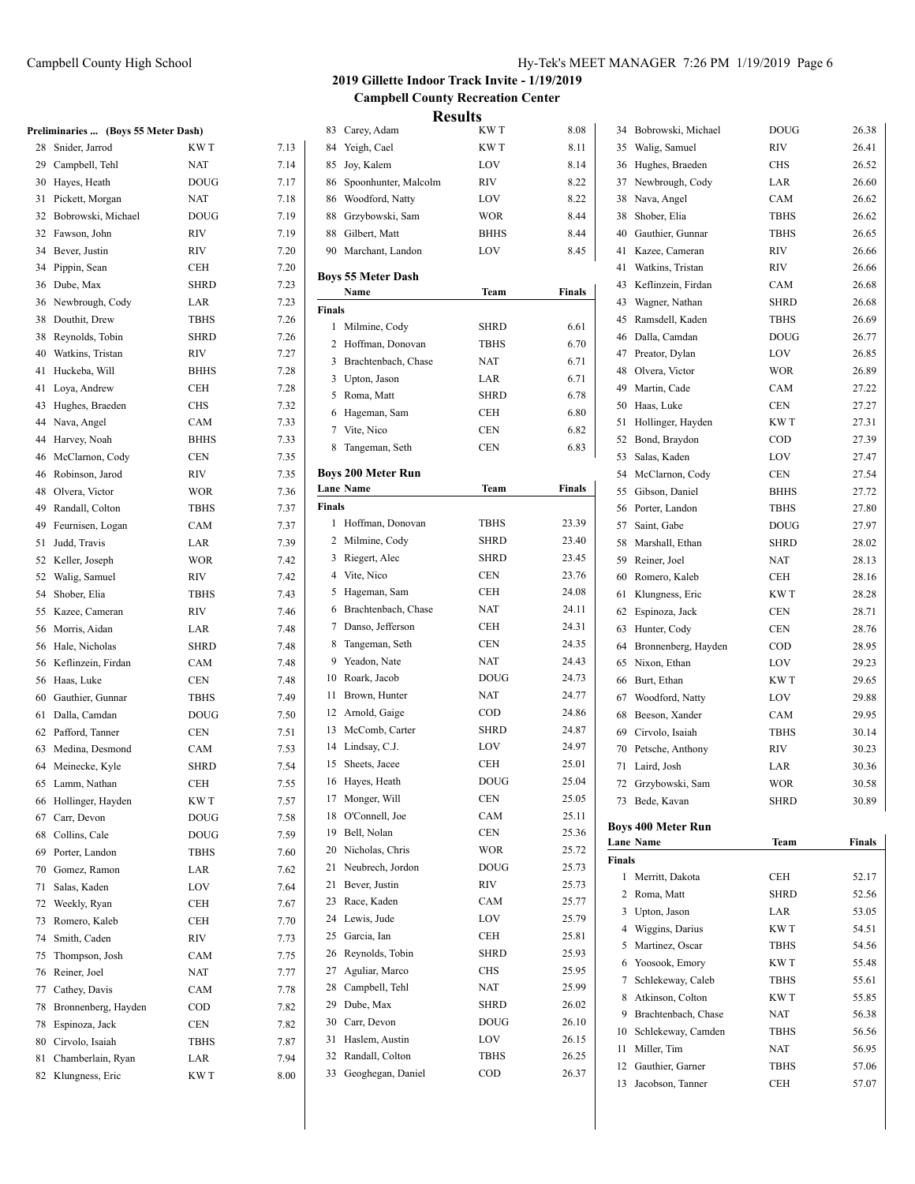## 2019 Gillette Indoor Track Invite - 1/19/2019

### Campbell County Recreation Center

### Results

**Preliminaries ... (Boys 55 Meter Dash)**

| | Name | Team | Time |
|---|---|---|---|
| 28 | Snider, Jarrod | KWT | 7.13 |
| 29 | Campbell, Tehl | NAT | 7.14 |
| 30 | Hayes, Heath | DOUG | 7.17 |
| 31 | Pickett, Morgan | NAT | 7.18 |
| 32 | Bobrowski, Michael | DOUG | 7.19 |
| 32 | Fawson, John | RIV | 7.19 |
| 34 | Bever, Justin | RIV | 7.20 |
| 34 | Pippin, Sean | CEH | 7.20 |
| 36 | Dube, Max | SHRD | 7.23 |
| 36 | Newbrough, Cody | LAR | 7.23 |
| 38 | Douthit, Drew | TBHS | 7.26 |
| 38 | Reynolds, Tobin | SHRD | 7.26 |
| 40 | Watkins, Tristan | RIV | 7.27 |
| 41 | Huckeba, Will | BHHS | 7.28 |
| 41 | Loya, Andrew | CEH | 7.28 |
| 43 | Hughes, Braeden | CHS | 7.32 |
| 44 | Nava, Angel | CAM | 7.33 |
| 44 | Harvey, Noah | BHHS | 7.33 |
| 46 | McClarnon, Cody | CEN | 7.35 |
| 46 | Robinson, Jarod | RIV | 7.35 |
| 48 | Olvera, Victor | WOR | 7.36 |
| 49 | Randall, Colton | TBHS | 7.37 |
| 49 | Feurnisen, Logan | CAM | 7.37 |
| 51 | Judd, Travis | LAR | 7.39 |
| 52 | Keller, Joseph | WOR | 7.42 |
| 52 | Walig, Samuel | RIV | 7.42 |
| 54 | Shober, Elia | TBHS | 7.43 |
| 55 | Kazee, Cameran | RIV | 7.46 |
| 56 | Morris, Aidan | LAR | 7.48 |
| 56 | Hale, Nicholas | SHRD | 7.48 |
| 56 | Keflinzein, Firdan | CAM | 7.48 |
| 56 | Haas, Luke | CEN | 7.48 |
| 60 | Gauthier, Gunnar | TBHS | 7.49 |
| 61 | Dalla, Camdan | DOUG | 7.50 |
| 62 | Pafford, Tanner | CEN | 7.51 |
| 63 | Medina, Desmond | CAM | 7.53 |
| 64 | Meinecke, Kyle | SHRD | 7.54 |
| 65 | Lamm, Nathan | CEH | 7.55 |
| 66 | Hollinger, Hayden | KWT | 7.57 |
| 67 | Carr, Devon | DOUG | 7.58 |
| 68 | Collins, Cale | DOUG | 7.59 |
| 69 | Porter, Landon | TBHS | 7.60 |
| 70 | Gomez, Ramon | LAR | 7.62 |
| 71 | Salas, Kaden | LOV | 7.64 |
| 72 | Weekly, Ryan | CEH | 7.67 |
| 73 | Romero, Kaleb | CEH | 7.70 |
| 74 | Smith, Caden | RIV | 7.73 |
| 75 | Thompson, Josh | CAM | 7.75 |
| 76 | Reiner, Joel | NAT | 7.77 |
| 77 | Cathey, Davis | CAM | 7.78 |
| 78 | Bronnenberg, Hayden | COD | 7.82 |
| 78 | Espinoza, Jack | CEN | 7.82 |
| 80 | Cirvolo, Isaiah | TBHS | 7.87 |
| 81 | Chamberlain, Ryan | LAR | 7.94 |
| 82 | Klungness, Eric | KWT | 8.00 |
| 83 | Carey, Adam | KWT | 8.08 |
| 84 | Yeigh, Cael | KWT | 8.11 |
| 85 | Joy, Kalem | LOV | 8.14 |
| 86 | Spoonhunter, Malcolm | RIV | 8.22 |
| 86 | Woodford, Natty | LOV | 8.22 |
| 88 | Grzybowski, Sam | WOR | 8.44 |
| 88 | Gilbert, Matt | BHHS | 8.44 |
| 90 | Marchant, Landon | LOV | 8.45 |

### Boys 55 Meter Dash

| | Name | Team | Finals |
|---|---|---|---|
| **Finals** | | | |
| 1 | Milmine, Cody | SHRD | 6.61 |
| 2 | Hoffman, Donovan | TBHS | 6.70 |
| 3 | Brachtenbach, Chase | NAT | 6.71 |
| 3 | Upton, Jason | LAR | 6.71 |
| 5 | Roma, Matt | SHRD | 6.78 |
| 6 | Hageman, Sam | CEH | 6.80 |
| 7 | Vite, Nico | CEN | 6.82 |
| 8 | Tangeman, Seth | CEN | 6.83 |

### Boys 200 Meter Run

| Lane | Name | Team | Finals |
|---|---|---|---|
| **Finals** | | | |
| 1 | Hoffman, Donovan | TBHS | 23.39 |
| 2 | Milmine, Cody | SHRD | 23.40 |
| 3 | Riegert, Alec | SHRD | 23.45 |
| 4 | Vite, Nico | CEN | 23.76 |
| 5 | Hageman, Sam | CEH | 24.08 |
| 6 | Brachtenbach, Chase | NAT | 24.11 |
| 7 | Danso, Jefferson | CEH | 24.31 |
| 8 | Tangeman, Seth | CEN | 24.35 |
| 9 | Yeadon, Nate | NAT | 24.43 |
| 10 | Roark, Jacob | DOUG | 24.73 |
| 11 | Brown, Hunter | NAT | 24.77 |
| 12 | Arnold, Gaige | COD | 24.86 |
| 13 | McComb, Carter | SHRD | 24.87 |
| 14 | Lindsay, C.J. | LOV | 24.97 |
| 15 | Sheets, Jacee | CEH | 25.01 |
| 16 | Hayes, Heath | DOUG | 25.04 |
| 17 | Monger, Will | CEN | 25.05 |
| 18 | O'Connell, Joe | CAM | 25.11 |
| 19 | Bell, Nolan | CEN | 25.36 |
| 20 | Nicholas, Chris | WOR | 25.72 |
| 21 | Neubrech, Jordon | DOUG | 25.73 |
| 21 | Bever, Justin | RIV | 25.73 |
| 23 | Race, Kaden | CAM | 25.77 |
| 24 | Lewis, Jude | LOV | 25.79 |
| 25 | Garcia, Ian | CEH | 25.81 |
| 26 | Reynolds, Tobin | SHRD | 25.93 |
| 27 | Aguliar, Marco | CHS | 25.95 |
| 28 | Campbell, Tehl | NAT | 25.99 |
| 29 | Dube, Max | SHRD | 26.02 |
| 30 | Carr, Devon | DOUG | 26.10 |
| 31 | Haslem, Austin | LOV | 26.15 |
| 32 | Randall, Colton | TBHS | 26.25 |
| 33 | Geoghegan, Daniel | COD | 26.37 |
| 34 | Bobrowski, Michael | DOUG | 26.38 |
| 35 | Walig, Samuel | RIV | 26.41 |
| 36 | Hughes, Braeden | CHS | 26.52 |
| 37 | Newbrough, Cody | LAR | 26.60 |
| 38 | Nava, Angel | CAM | 26.62 |
| 38 | Shober, Elia | TBHS | 26.62 |
| 40 | Gauthier, Gunnar | TBHS | 26.65 |
| 41 | Kazee, Cameran | RIV | 26.66 |
| 41 | Watkins, Tristan | RIV | 26.66 |
| 43 | Keflinzein, Firdan | CAM | 26.68 |
| 43 | Wagner, Nathan | SHRD | 26.68 |
| 45 | Ramsdell, Kaden | TBHS | 26.69 |
| 46 | Dalla, Camdan | DOUG | 26.77 |
| 47 | Preator, Dylan | LOV | 26.85 |
| 48 | Olvera, Victor | WOR | 26.89 |
| 49 | Martin, Cade | CAM | 27.22 |
| 50 | Haas, Luke | CEN | 27.27 |
| 51 | Hollinger, Hayden | KWT | 27.31 |
| 52 | Bond, Braydon | COD | 27.39 |
| 53 | Salas, Kaden | LOV | 27.47 |
| 54 | McClarnon, Cody | CEN | 27.54 |
| 55 | Gibson, Daniel | BHHS | 27.72 |
| 56 | Porter, Landon | TBHS | 27.80 |
| 57 | Saint, Gabe | DOUG | 27.97 |
| 58 | Marshall, Ethan | SHRD | 28.02 |
| 59 | Reiner, Joel | NAT | 28.13 |
| 60 | Romero, Kaleb | CEH | 28.16 |
| 61 | Klungness, Eric | KWT | 28.28 |
| 62 | Espinoza, Jack | CEN | 28.71 |
| 63 | Hunter, Cody | CEN | 28.76 |
| 64 | Bronnenberg, Hayden | COD | 28.95 |
| 65 | Nixon, Ethan | LOV | 29.23 |
| 66 | Burt, Ethan | KWT | 29.65 |
| 67 | Woodford, Natty | LOV | 29.88 |
| 68 | Beeson, Xander | CAM | 29.95 |
| 69 | Cirvolo, Isaiah | TBHS | 30.14 |
| 70 | Petsche, Anthony | RIV | 30.23 |
| 71 | Laird, Josh | LAR | 30.36 |
| 72 | Grzybowski, Sam | WOR | 30.58 |
| 73 | Bede, Kavan | SHRD | 30.89 |

### Boys 400 Meter Run

| Lane | Name | Team | Finals |
|---|---|---|---|
| **Finals** | | | |
| 1 | Merritt, Dakota | CEH | 52.17 |
| 2 | Roma, Matt | SHRD | 52.56 |
| 3 | Upton, Jason | LAR | 53.05 |
| 4 | Wiggins, Darius | KWT | 54.51 |
| 5 | Martinez, Oscar | TBHS | 54.56 |
| 6 | Yoosook, Emory | KWT | 55.48 |
| 7 | Schlekeway, Caleb | TBHS | 55.61 |
| 8 | Atkinson, Colton | KWT | 55.85 |
| 9 | Brachtenbach, Chase | NAT | 56.38 |
| 10 | Schlekeway, Camden | TBHS | 56.56 |
| 11 | Miller, Tim | NAT | 56.95 |
| 12 | Gauthier, Garner | TBHS | 57.06 |
| 13 | Jacobson, Tanner | CEH | 57.07 |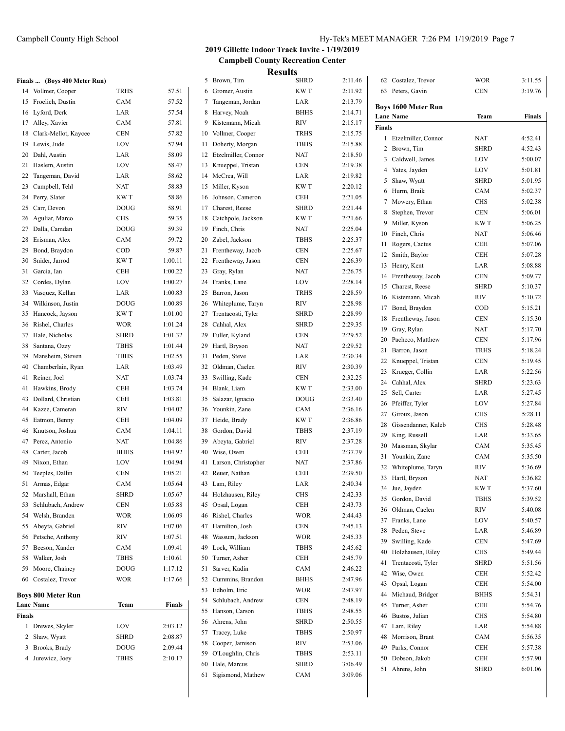## 2019 Gillette Indoor Track Invite - 1/19/2019

### Campbell County Recreation Center

### Results

**Finals ... (Boys 400 Meter Run)**

| | Name | Team | Finals |
|---|---|---|---|
| 14 | Vollmer, Cooper | TRHS | 57.51 |
| 15 | Froelich, Dustin | CAM | 57.52 |
| 16 | Lyford, Derk | LAR | 57.54 |
| 17 | Alley, Xavier | CAM | 57.81 |
| 18 | Clark-Mellot, Kaycee | CEN | 57.82 |
| 19 | Lewis, Jude | LOV | 57.94 |
| 20 | Dahl, Austin | LAR | 58.09 |
| 21 | Haslem, Austin | LOV | 58.47 |
| 22 | Tangeman, David | LAR | 58.62 |
| 23 | Campbell, Tehl | NAT | 58.83 |
| 24 | Perry, Slater | KWT | 58.86 |
| 25 | Carr, Devon | DOUG | 58.91 |
| 26 | Aguliar, Marco | CHS | 59.35 |
| 27 | Dalla, Camdan | DOUG | 59.39 |
| 28 | Erisman, Alex | CAM | 59.72 |
| 29 | Bond, Braydon | COD | 59.87 |
| 30 | Snider, Jarrod | KWT | 1:00.11 |
| 31 | Garcia, Ian | CEH | 1:00.22 |
| 32 | Cordes, Dylan | LOV | 1:00.27 |
| 33 | Vasquez, Kellan | LAR | 1:00.83 |
| 34 | Wilkinson, Justin | DOUG | 1:00.89 |
| 35 | Hancock, Jayson | KWT | 1:01.00 |
| 36 | Rishel, Charles | WOR | 1:01.24 |
| 37 | Hale, Nicholas | SHRD | 1:01.32 |
| 38 | Santana, Ozzy | TBHS | 1:01.44 |
| 39 | Mansheim, Steven | TBHS | 1:02.55 |
| 40 | Chamberlain, Ryan | LAR | 1:03.49 |
| 41 | Reiner, Joel | NAT | 1:03.74 |
| 41 | Hawkins, Brody | CEH | 1:03.74 |
| 43 | Dollard, Christian | CEH | 1:03.81 |
| 44 | Kazee, Cameran | RIV | 1:04.02 |
| 45 | Eatmon, Benny | CEH | 1:04.09 |
| 46 | Knutson, Joshua | CAM | 1:04.11 |
| 47 | Perez, Antonio | NAT | 1:04.86 |
| 48 | Carter, Jacob | BHHS | 1:04.92 |
| 49 | Nixon, Ethan | LOV | 1:04.94 |
| 50 | Teeples, Dallin | CEN | 1:05.21 |
| 51 | Armas, Edgar | CAM | 1:05.64 |
| 52 | Marshall, Ethan | SHRD | 1:05.67 |
| 53 | Schlubach, Andrew | CEN | 1:05.88 |
| 54 | Welsh, Branden | WOR | 1:06.09 |
| 55 | Abeyta, Gabriel | RIV | 1:07.06 |
| 56 | Petsche, Anthony | RIV | 1:07.51 |
| 57 | Beeson, Xander | CAM | 1:09.41 |
| 58 | Walker, Josh | TBHS | 1:10.61 |
| 59 | Moore, Chainey | DOUG | 1:17.12 |
| 60 | Costalez, Trevor | WOR | 1:17.66 |

**Boys 800 Meter Run**

| Lane | Name | Team | Finals |
|---|---|---|---|
| **Finals** | | | |
| 1 | Drewes, Skyler | LOV | 2:03.12 |
| 2 | Shaw, Wyatt | SHRD | 2:08.87 |
| 3 | Brooks, Brady | DOUG | 2:09.44 |
| 4 | Jurewicz, Joey | TBHS | 2:10.17 |
| 5 | Brown, Tim | SHRD | 2:11.46 |
| 6 | Gromer, Austin | KWT | 2:11.92 |
| 7 | Tangeman, Jordan | LAR | 2:13.79 |
| 8 | Harvey, Noah | BHHS | 2:14.71 |
| 9 | Kistemann, Micah | RIV | 2:15.17 |
| 10 | Vollmer, Cooper | TRHS | 2:15.75 |
| 11 | Doherty, Morgan | TBHS | 2:15.88 |
| 12 | Etzelmiller, Connor | NAT | 2:18.50 |
| 13 | Knueppel, Tristan | CEN | 2:19.38 |
| 14 | McCrea, Will | LAR | 2:19.82 |
| 15 | Miller, Kyson | KWT | 2:20.12 |
| 16 | Johnson, Cameron | CEH | 2:21.05 |
| 17 | Charest, Reese | SHRD | 2:21.44 |
| 18 | Catchpole, Jackson | KWT | 2:21.66 |
| 19 | Finch, Chris | NAT | 2:25.04 |
| 20 | Zabel, Jackson | TBHS | 2:25.37 |
| 21 | Frentheway, Jacob | CEN | 2:25.67 |
| 22 | Frentheway, Jason | CEN | 2:26.39 |
| 23 | Gray, Rylan | NAT | 2:26.75 |
| 24 | Franks, Lane | LOV | 2:28.14 |
| 25 | Barron, Jason | TRHS | 2:28.59 |
| 26 | Whiteplume, Taryn | RIV | 2:28.98 |
| 27 | Trentacosti, Tyler | SHRD | 2:28.99 |
| 28 | Cahhal, Alex | SHRD | 2:29.35 |
| 29 | Fuller, Kyland | CEN | 2:29.52 |
| 29 | Hartl, Bryson | NAT | 2:29.52 |
| 31 | Peden, Steve | LAR | 2:30.34 |
| 32 | Oldman, Caelen | RIV | 2:30.39 |
| 33 | Swilling, Kade | CEN | 2:32.25 |
| 34 | Blank, Liam | KWT | 2:33.00 |
| 35 | Salazar, Ignacio | DOUG | 2:33.40 |
| 36 | Younkin, Zane | CAM | 2:36.16 |
| 37 | Heide, Brady | KWT | 2:36.86 |
| 38 | Gordon, David | TBHS | 2:37.19 |
| 39 | Abeyta, Gabriel | RIV | 2:37.28 |
| 40 | Wise, Owen | CEH | 2:37.79 |
| 41 | Larson, Christopher | NAT | 2:37.86 |
| 42 | Reuer, Nathan | CEH | 2:39.50 |
| 43 | Lam, Riley | LAR | 2:40.34 |
| 44 | Holzhausen, Riley | CHS | 2:42.33 |
| 45 | Opsal, Logan | CEH | 2:43.73 |
| 46 | Rishel, Charles | WOR | 2:44.43 |
| 47 | Hamilton, Josh | CEN | 2:45.13 |
| 48 | Wassum, Jackson | WOR | 2:45.33 |
| 49 | Lock, William | TBHS | 2:45.62 |
| 50 | Turner, Asher | CEH | 2:45.79 |
| 51 | Sarver, Kadin | CAM | 2:46.22 |
| 52 | Cummins, Brandon | BHHS | 2:47.96 |
| 53 | Edholm, Eric | WOR | 2:47.97 |
| 54 | Schlubach, Andrew | CEN | 2:48.19 |
| 55 | Hanson, Carson | TBHS | 2:48.55 |
| 56 | Ahrens, John | SHRD | 2:50.55 |
| 57 | Tracey, Luke | TBHS | 2:50.97 |
| 58 | Cooper, Jamison | RIV | 2:53.06 |
| 59 | O'Loughlin, Chris | TBHS | 2:53.11 |
| 60 | Hale, Marcus | SHRD | 3:06.49 |
| 61 | Sigismond, Mathew | CAM | 3:09.06 |
| 62 | Costalez, Trevor | WOR | 3:11.55 |
| 63 | Peters, Gavin | CEN | 3:19.76 |

**Boys 1600 Meter Run**

| Lane | Name | Team | Finals |
|---|---|---|---|
| **Finals** | | | |
| 1 | Etzelmiller, Connor | NAT | 4:52.41 |
| 2 | Brown, Tim | SHRD | 4:52.43 |
| 3 | Caldwell, James | LOV | 5:00.07 |
| 4 | Yates, Jayden | LOV | 5:01.81 |
| 5 | Shaw, Wyatt | SHRD | 5:01.95 |
| 6 | Hurm, Braik | CAM | 5:02.37 |
| 7 | Mowery, Ethan | CHS | 5:02.38 |
| 8 | Stephen, Trevor | CEN | 5:06.01 |
| 9 | Miller, Kyson | KWT | 5:06.25 |
| 10 | Finch, Chris | NAT | 5:06.46 |
| 11 | Rogers, Cactus | CEH | 5:07.06 |
| 12 | Smith, Baylor | CEH | 5:07.28 |
| 13 | Henry, Kent | LAR | 5:08.88 |
| 14 | Frentheway, Jacob | CEN | 5:09.77 |
| 15 | Charest, Reese | SHRD | 5:10.37 |
| 16 | Kistemann, Micah | RIV | 5:10.72 |
| 17 | Bond, Braydon | COD | 5:15.21 |
| 18 | Frentheway, Jason | CEN | 5:15.30 |
| 19 | Gray, Rylan | NAT | 5:17.70 |
| 20 | Pacheco, Matthew | CEN | 5:17.96 |
| 21 | Barron, Jason | TRHS | 5:18.24 |
| 22 | Knueppel, Tristan | CEN | 5:19.45 |
| 23 | Krueger, Collin | LAR | 5:22.56 |
| 24 | Cahhal, Alex | SHRD | 5:23.63 |
| 25 | Sell, Carter | LAR | 5:27.45 |
| 26 | Pfeiffer, Tyler | LOV | 5:27.84 |
| 27 | Giroux, Jason | CHS | 5:28.11 |
| 28 | Gissendanner, Kaleb | CHS | 5:28.48 |
| 29 | King, Russell | LAR | 5:33.65 |
| 30 | Massman, Skylar | CAM | 5:35.45 |
| 31 | Younkin, Zane | CAM | 5:35.50 |
| 32 | Whiteplume, Taryn | RIV | 5:36.69 |
| 33 | Hartl, Bryson | NAT | 5:36.82 |
| 34 | Jue, Jayden | KWT | 5:37.60 |
| 35 | Gordon, David | TBHS | 5:39.52 |
| 36 | Oldman, Caelen | RIV | 5:40.08 |
| 37 | Franks, Lane | LOV | 5:40.57 |
| 38 | Peden, Steve | LAR | 5:46.89 |
| 39 | Swilling, Kade | CEN | 5:47.69 |
| 40 | Holzhausen, Riley | CHS | 5:49.44 |
| 41 | Trentacosti, Tyler | SHRD | 5:51.56 |
| 42 | Wise, Owen | CEH | 5:52.42 |
| 43 | Opsal, Logan | CEH | 5:54.00 |
| 44 | Michaud, Bridger | BHHS | 5:54.31 |
| 45 | Turner, Asher | CEH | 5:54.76 |
| 46 | Bustos, Julian | CHS | 5:54.80 |
| 47 | Lam, Riley | LAR | 5:54.88 |
| 48 | Morrison, Brant | CAM | 5:56.35 |
| 49 | Parks, Connor | CEH | 5:57.38 |
| 50 | Dobson, Jakob | CEH | 5:57.90 |
| 51 | Ahrens, John | SHRD | 6:01.06 |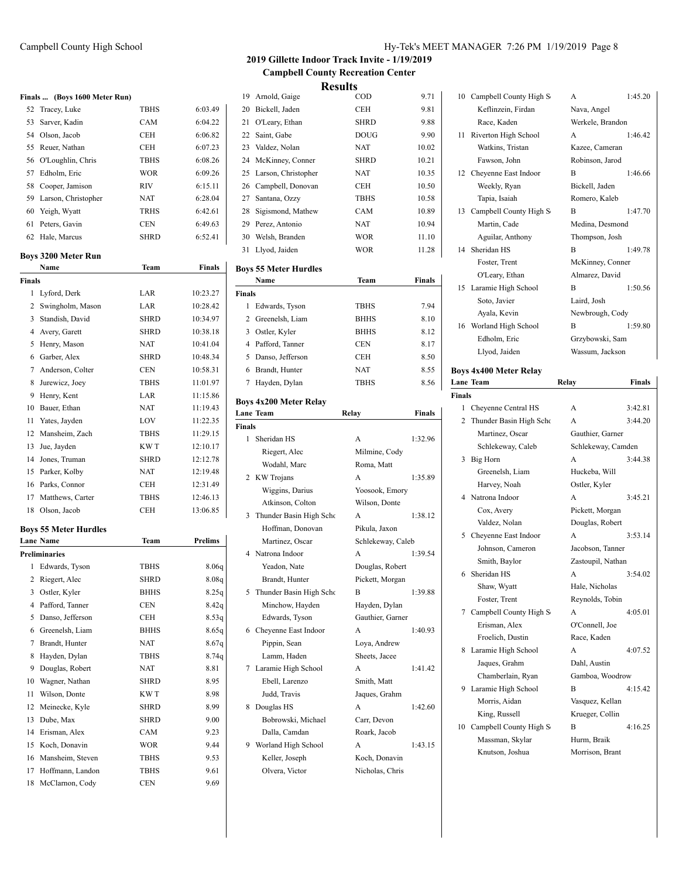## 2019 Gillette Indoor Track Invite - 1/19/2019

### Campbell County Recreation Center

### Results

**Finals ... (Boys 1600 Meter Run)**

| | Name | Team | Finals |
|---|---|---|---|
| 52 | Tracey, Luke | TBHS | 6:03.49 |
| 53 | Sarver, Kadin | CAM | 6:04.22 |
| 54 | Olson, Jacob | CEH | 6:06.82 |
| 55 | Reuer, Nathan | CEH | 6:07.23 |
| 56 | O'Loughlin, Chris | TBHS | 6:08.26 |
| 57 | Edholm, Eric | WOR | 6:09.26 |
| 58 | Cooper, Jamison | RIV | 6:15.11 |
| 59 | Larson, Christopher | NAT | 6:28.04 |
| 60 | Yeigh, Wyatt | TRHS | 6:42.61 |
| 61 | Peters, Gavin | CEN | 6:49.63 |
| 62 | Hale, Marcus | SHRD | 6:52.41 |

### Boys 3200 Meter Run

| | Name | Team | Finals |
|---|---|---|---|
| **Finals** | | | |
| 1 | Lyford, Derk | LAR | 10:23.27 |
| 2 | Swingholm, Mason | LAR | 10:28.42 |
| 3 | Standish, David | SHRD | 10:34.97 |
| 4 | Avery, Garett | SHRD | 10:38.18 |
| 5 | Henry, Mason | NAT | 10:41.04 |
| 6 | Garber, Alex | SHRD | 10:48.34 |
| 7 | Anderson, Colter | CEN | 10:58.31 |
| 8 | Jurewicz, Joey | TBHS | 11:01.97 |
| 9 | Henry, Kent | LAR | 11:15.86 |
| 10 | Bauer, Ethan | NAT | 11:19.43 |
| 11 | Yates, Jayden | LOV | 11:22.35 |
| 12 | Mansheim, Zach | TBHS | 11:29.15 |
| 13 | Jue, Jayden | KW T | 12:10.17 |
| 14 | Jones, Truman | SHRD | 12:12.78 |
| 15 | Parker, Kolby | NAT | 12:19.48 |
| 16 | Parks, Connor | CEH | 12:31.49 |
| 17 | Matthews, Carter | TBHS | 12:46.13 |
| 18 | Olson, Jacob | CEH | 13:06.85 |

### Boys 55 Meter Hurdles

| Lane | Name | Team | Prelims |
|---|---|---|---|
| **Preliminaries** | | | |
| 1 | Edwards, Tyson | TBHS | 8.06q |
| 2 | Riegert, Alec | SHRD | 8.08q |
| 3 | Ostler, Kyler | BHHS | 8.25q |
| 4 | Pafford, Tanner | CEN | 8.42q |
| 5 | Danso, Jefferson | CEH | 8.53q |
| 6 | Greenelsh, Liam | BHHS | 8.65q |
| 7 | Brandt, Hunter | NAT | 8.67q |
| 8 | Hayden, Dylan | TBHS | 8.74q |
| 9 | Douglas, Robert | NAT | 8.81 |
| 10 | Wagner, Nathan | SHRD | 8.95 |
| 11 | Wilson, Donte | KW T | 8.98 |
| 12 | Meinecke, Kyle | SHRD | 8.99 |
| 13 | Dube, Max | SHRD | 9.00 |
| 14 | Erisman, Alex | CAM | 9.23 |
| 15 | Koch, Donavin | WOR | 9.44 |
| 16 | Mansheim, Steven | TBHS | 9.53 |
| 17 | Hoffmann, Landon | TBHS | 9.61 |
| 18 | McClarnon, Cody | CEN | 9.69 |
| 19 | Arnold, Gaige | COD | 9.71 |
| 20 | Bickell, Jaden | CEH | 9.81 |
| 21 | O'Leary, Ethan | SHRD | 9.88 |
| 22 | Saint, Gabe | DOUG | 9.90 |
| 23 | Valdez, Nolan | NAT | 10.02 |
| 24 | McKinney, Conner | SHRD | 10.21 |
| 25 | Larson, Christopher | NAT | 10.35 |
| 26 | Campbell, Donovan | CEH | 10.50 |
| 27 | Santana, Ozzy | TBHS | 10.58 |
| 28 | Sigismond, Mathew | CAM | 10.89 |
| 29 | Perez, Antonio | NAT | 10.94 |
| 30 | Welsh, Branden | WOR | 11.10 |
| 31 | Llyod, Jaiden | WOR | 11.28 |

### Boys 55 Meter Hurdles

| | Name | Team | Finals |
|---|---|---|---|
| **Finals** | | | |
| 1 | Edwards, Tyson | TBHS | 7.94 |
| 2 | Greenelsh, Liam | BHHS | 8.10 |
| 3 | Ostler, Kyler | BHHS | 8.12 |
| 4 | Pafford, Tanner | CEN | 8.17 |
| 5 | Danso, Jefferson | CEH | 8.50 |
| 6 | Brandt, Hunter | NAT | 8.55 |
| 7 | Hayden, Dylan | TBHS | 8.56 |

### Boys 4x200 Meter Relay

| Lane | Team | Relay | Finals |
|---|---|---|---|
| **Finals** | | | |
| 1 | Sheridan HS | A | 1:32.96 |
| | Riegert, Alec | Milmine, Cody | |
| | Wodahl, Marc | Roma, Matt | |
| 2 | KW Trojans | A | 1:35.89 |
| | Wiggins, Darius | Yoosook, Emory | |
| | Atkinson, Colton | Wilson, Donte | |
| 3 | Thunder Basin High Scho | A | 1:38.12 |
| | Hoffman, Donovan | Pikula, Jaxon | |
| | Martinez, Oscar | Schlekeway, Caleb | |
| 4 | Natrona Indoor | A | 1:39.54 |
| | Yeadon, Nate | Douglas, Robert | |
| | Brandt, Hunter | Pickett, Morgan | |
| 5 | Thunder Basin High Scho | B | 1:39.88 |
| | Minchow, Hayden | Hayden, Dylan | |
| | Edwards, Tyson | Gauthier, Garner | |
| 6 | Cheyenne East Indoor | A | 1:40.93 |
| | Pippin, Sean | Loya, Andrew | |
| | Lamm, Haden | Sheets, Jacee | |
| 7 | Laramie High School | A | 1:41.42 |
| | Ebell, Larenzo | Smith, Matt | |
| | Judd, Travis | Jaques, Grahm | |
| 8 | Douglas HS | A | 1:42.60 |
| | Bobrowski, Michael | Carr, Devon | |
| | Dalla, Camdan | Roark, Jacob | |
| 9 | Worland High School | A | 1:43.15 |
| | Keller, Joseph | Koch, Donavin | |
| | Olvera, Victor | Nicholas, Chris | |
| 10 | Campbell County High S | A | 1:45.20 |
| | Keflinzein, Firdan | Nava, Angel | |
| | Race, Kaden | Werkele, Brandon | |
| 11 | Riverton High School | A | 1:46.42 |
| | Watkins, Tristan | Kazee, Cameran | |
| | Fawson, John | Robinson, Jarod | |
| 12 | Cheyenne East Indoor | B | 1:46.66 |
| | Weekly, Ryan | Bickell, Jaden | |
| | Tapia, Isaiah | Romero, Kaleb | |
| 13 | Campbell County High S | B | 1:47.70 |
| | Martin, Cade | Medina, Desmond | |
| | Aguilar, Anthony | Thompson, Josh | |
| 14 | Sheridan HS | B | 1:49.78 |
| | Foster, Trent | McKinney, Conner | |
| | O'Leary, Ethan | Almarez, David | |
| 15 | Laramie High School | B | 1:50.56 |
| | Soto, Javier | Laird, Josh | |
| | Ayala, Kevin | Newbrough, Cody | |
| 16 | Worland High School | B | 1:59.80 |
| | Edholm, Eric | Grzybowski, Sam | |
| | Llyod, Jaiden | Wassum, Jackson | |

### Boys 4x400 Meter Relay

| Lane | Team | Relay | Finals |
|---|---|---|---|
| **Finals** | | | |
| 1 | Cheyenne Central HS | A | 3:42.81 |
| 2 | Thunder Basin High Scho | A | 3:44.20 |
| | Martinez, Oscar | Gauthier, Garner | |
| | Schlekeway, Caleb | Schlekeway, Camden | |
| 3 | Big Horn | A | 3:44.38 |
| | Greenelsh, Liam | Huckeba, Will | |
| | Harvey, Noah | Ostler, Kyler | |
| 4 | Natrona Indoor | A | 3:45.21 |
| | Cox, Avery | Pickett, Morgan | |
| | Valdez, Nolan | Douglas, Robert | |
| 5 | Cheyenne East Indoor | A | 3:53.14 |
| | Johnson, Cameron | Jacobson, Tanner | |
| | Smith, Baylor | Zastoupil, Nathan | |
| 6 | Sheridan HS | A | 3:54.02 |
| | Shaw, Wyatt | Hale, Nicholas | |
| | Foster, Trent | Reynolds, Tobin | |
| 7 | Campbell County High S | A | 4:05.01 |
| | Erisman, Alex | O'Connell, Joe | |
| | Froelich, Dustin | Race, Kaden | |
| 8 | Laramie High School | A | 4:07.52 |
| | Jaques, Grahm | Dahl, Austin | |
| | Chamberlain, Ryan | Gamboa, Woodrow | |
| 9 | Laramie High School | B | 4:15.42 |
| | Morris, Aidan | Vasquez, Kellan | |
| | King, Russell | Krueger, Collin | |
| 10 | Campbell County High S | B | 4:16.25 |
| | Massman, Skylar | Hurm, Braik | |
| | Knutson, Joshua | Morrison, Brant | |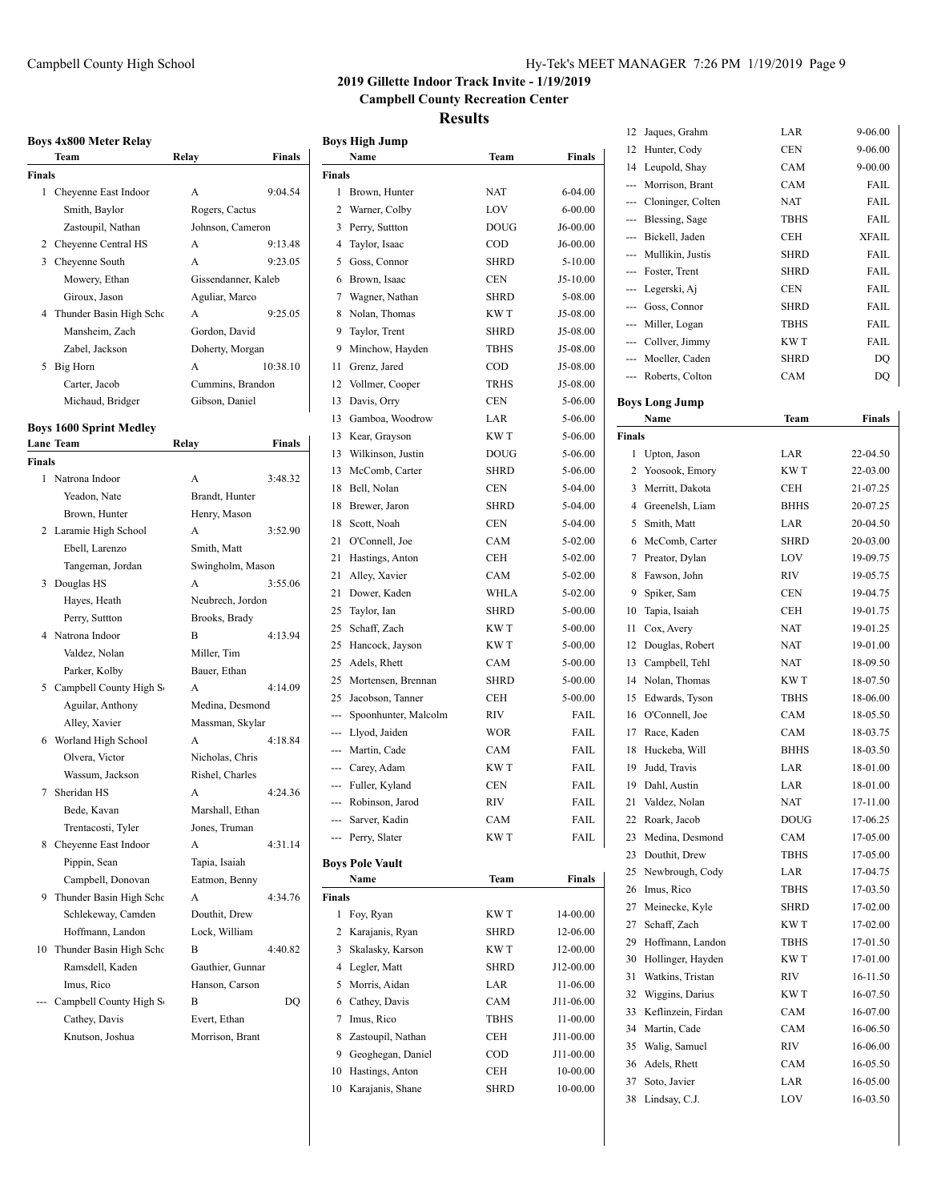# 2019 Gillette Indoor Track Invite - 1/19/2019

**Campbell County Recreation Center**

## Results

### Boys 4x800 Meter Relay

| | Team | Relay | Finals |
|---|---|---|---|
| **Finals** | | | |
| 1 | Cheyenne East Indoor | A | 9:04.54 |
| | Smith, Baylor | Rogers, Cactus | |
| | Zastoupil, Nathan | Johnson, Cameron | |
| 2 | Cheyenne Central HS | A | 9:13.48 |
| 3 | Cheyenne South | A | 9:23.05 |
| | Mowery, Ethan | Gissendanner, Kaleb | |
| | Giroux, Jason | Aguliar, Marco | |
| 4 | Thunder Basin High Schc | A | 9:25.05 |
| | Mansheim, Zach | Gordon, David | |
| | Zabel, Jackson | Doherty, Morgan | |
| 5 | Big Horn | A | 10:38.10 |
| | Carter, Jacob | Cummins, Brandon | |
| | Michaud, Bridger | Gibson, Daniel | |

### Boys 1600 Sprint Medley

| Lane | Team | Relay | Finals |
|---|---|---|---|
| **Finals** | | | |
| 1 | Natrona Indoor | A | 3:48.32 |
| | Yeadon, Nate | Brandt, Hunter | |
| | Brown, Hunter | Henry, Mason | |
| 2 | Laramie High School | A | 3:52.90 |
| | Ebell, Larenzo | Smith, Matt | |
| | Tangeman, Jordan | Swingholm, Mason | |
| 3 | Douglas HS | A | 3:55.06 |
| | Hayes, Heath | Neubrech, Jordon | |
| | Perry, Suttton | Brooks, Brady | |
| 4 | Natrona Indoor | B | 4:13.94 |
| | Valdez, Nolan | Miller, Tim | |
| | Parker, Kolby | Bauer, Ethan | |
| 5 | Campbell County High S | A | 4:14.09 |
| | Aguilar, Anthony | Medina, Desmond | |
| | Alley, Xavier | Massman, Skylar | |
| 6 | Worland High School | A | 4:18.84 |
| | Olvera, Victor | Nicholas, Chris | |
| | Wassum, Jackson | Rishel, Charles | |
| 7 | Sheridan HS | A | 4:24.36 |
| | Bede, Kavan | Marshall, Ethan | |
| | Trentacosti, Tyler | Jones, Truman | |
| 8 | Cheyenne East Indoor | A | 4:31.14 |
| | Pippin, Sean | Tapia, Isaiah | |
| | Campbell, Donovan | Eatmon, Benny | |
| 9 | Thunder Basin High Schc | A | 4:34.76 |
| | Schlekeway, Camden | Douthit, Drew | |
| | Hoffmann, Landon | Lock, William | |
| 10 | Thunder Basin High Schc | B | 4:40.82 |
| | Ramsdell, Kaden | Gauthier, Gunnar | |
| | Imus, Rico | Hanson, Carson | |
| --- | Campbell County High S | B | DQ |
| | Cathey, Davis | Evert, Ethan | |
| | Knutson, Joshua | Morrison, Brant | |

### Boys High Jump

| | Name | Team | Finals |
|---|---|---|---|
| **Finals** | | | |
| 1 | Brown, Hunter | NAT | 6-04.00 |
| 2 | Warner, Colby | LOV | 6-00.00 |
| 3 | Perry, Suttton | DOUG | J6-00.00 |
| 4 | Taylor, Isaac | COD | J6-00.00 |
| 5 | Goss, Connor | SHRD | 5-10.00 |
| 6 | Brown, Isaac | CEN | J5-10.00 |
| 7 | Wagner, Nathan | SHRD | 5-08.00 |
| 8 | Nolan, Thomas | KWT | J5-08.00 |
| 9 | Taylor, Trent | SHRD | J5-08.00 |
| 9 | Minchow, Hayden | TBHS | J5-08.00 |
| 11 | Grenz, Jared | COD | J5-08.00 |
| 12 | Vollmer, Cooper | TRHS | J5-08.00 |
| 13 | Davis, Orry | CEN | 5-06.00 |
| 13 | Gamboa, Woodrow | LAR | 5-06.00 |
| 13 | Kear, Grayson | KWT | 5-06.00 |
| 13 | Wilkinson, Justin | DOUG | 5-06.00 |
| 13 | McComb, Carter | SHRD | 5-06.00 |
| 18 | Bell, Nolan | CEN | 5-04.00 |
| 18 | Brewer, Jaron | SHRD | 5-04.00 |
| 18 | Scott, Noah | CEN | 5-04.00 |
| 21 | O'Connell, Joe | CAM | 5-02.00 |
| 21 | Hastings, Anton | CEH | 5-02.00 |
| 21 | Alley, Xavier | CAM | 5-02.00 |
| 21 | Dower, Kaden | WHLA | 5-02.00 |
| 25 | Taylor, Ian | SHRD | 5-00.00 |
| 25 | Schaff, Zach | KWT | 5-00.00 |
| 25 | Hancock, Jayson | KWT | 5-00.00 |
| 25 | Adels, Rhett | CAM | 5-00.00 |
| 25 | Mortensen, Brennan | SHRD | 5-00.00 |
| 25 | Jacobson, Tanner | CEH | 5-00.00 |
| --- | Spoonhunter, Malcolm | RIV | FAIL |
| --- | Llyod, Jaiden | WOR | FAIL |
| --- | Martin, Cade | CAM | FAIL |
| --- | Carey, Adam | KWT | FAIL |
| --- | Fuller, Kyland | CEN | FAIL |
| --- | Robinson, Jarod | RIV | FAIL |
| --- | Sarver, Kadin | CAM | FAIL |
| --- | Perry, Slater | KWT | FAIL |

### Boys Pole Vault

| | Name | Team | Finals |
|---|---|---|---|
| **Finals** | | | |
| 1 | Foy, Ryan | KWT | 14-00.00 |
| 2 | Karajanis, Ryan | SHRD | 12-06.00 |
| 3 | Skalasky, Karson | KWT | 12-00.00 |
| 4 | Legler, Matt | SHRD | J12-00.00 |
| 5 | Morris, Aidan | LAR | 11-06.00 |
| 6 | Cathey, Davis | CAM | J11-06.00 |
| 7 | Imus, Rico | TBHS | 11-00.00 |
| 8 | Zastoupil, Nathan | CEH | J11-00.00 |
| 9 | Geoghegan, Daniel | COD | J11-00.00 |
| 10 | Hastings, Anton | CEH | 10-00.00 |
| 10 | Karajanis, Shane | SHRD | 10-00.00 |
| 12 | Jaques, Grahm | LAR | 9-06.00 |
| 12 | Hunter, Cody | CEN | 9-06.00 |
| 14 | Leupold, Shay | CAM | 9-00.00 |
| --- | Morrison, Brant | CAM | FAIL |
| --- | Cloninger, Colten | NAT | FAIL |
| --- | Blessing, Sage | TBHS | FAIL |
| --- | Bickell, Jaden | CEH | XFAIL |
| --- | Mullikin, Justis | SHRD | FAIL |
| --- | Foster, Trent | SHRD | FAIL |
| --- | Legerski, Aj | CEN | FAIL |
| --- | Goss, Connor | SHRD | FAIL |
| --- | Miller, Logan | TBHS | FAIL |
| --- | Collver, Jimmy | KWT | FAIL |
| --- | Moeller, Caden | SHRD | DQ |
| --- | Roberts, Colton | CAM | DQ |

### Boys Long Jump

| | Name | Team | Finals |
|---|---|---|---|
| **Finals** | | | |
| 1 | Upton, Jason | LAR | 22-04.50 |
| 2 | Yoosook, Emory | KWT | 22-03.00 |
| 3 | Merritt, Dakota | CEH | 21-07.25 |
| 4 | Greenelsh, Liam | BHHS | 20-07.25 |
| 5 | Smith, Matt | LAR | 20-04.50 |
| 6 | McComb, Carter | SHRD | 20-03.00 |
| 7 | Preator, Dylan | LOV | 19-09.75 |
| 8 | Fawson, John | RIV | 19-05.75 |
| 9 | Spiker, Sam | CEN | 19-04.75 |
| 10 | Tapia, Isaiah | CEH | 19-01.75 |
| 11 | Cox, Avery | NAT | 19-01.25 |
| 12 | Douglas, Robert | NAT | 19-01.00 |
| 13 | Campbell, Tehl | NAT | 18-09.50 |
| 14 | Nolan, Thomas | KWT | 18-07.50 |
| 15 | Edwards, Tyson | TBHS | 18-06.00 |
| 16 | O'Connell, Joe | CAM | 18-05.50 |
| 17 | Race, Kaden | CAM | 18-03.75 |
| 18 | Huckeba, Will | BHHS | 18-03.50 |
| 19 | Judd, Travis | LAR | 18-01.00 |
| 19 | Dahl, Austin | LAR | 18-01.00 |
| 21 | Valdez, Nolan | NAT | 17-11.00 |
| 22 | Roark, Jacob | DOUG | 17-06.25 |
| 23 | Medina, Desmond | CAM | 17-05.00 |
| 23 | Douthit, Drew | TBHS | 17-05.00 |
| 25 | Newbrough, Cody | LAR | 17-04.75 |
| 26 | Imus, Rico | TBHS | 17-03.50 |
| 27 | Meinecke, Kyle | SHRD | 17-02.00 |
| 27 | Schaff, Zach | KWT | 17-02.00 |
| 29 | Hoffmann, Landon | TBHS | 17-01.50 |
| 30 | Hollinger, Hayden | KWT | 17-01.00 |
| 31 | Watkins, Tristan | RIV | 16-11.50 |
| 32 | Wiggins, Darius | KWT | 16-07.50 |
| 33 | Keflinzein, Firdan | CAM | 16-07.00 |
| 34 | Martin, Cade | CAM | 16-06.50 |
| 35 | Walig, Samuel | RIV | 16-06.00 |
| 36 | Adels, Rhett | CAM | 16-05.50 |
| 37 | Soto, Javier | LAR | 16-05.00 |
| 38 | Lindsay, C.J. | LOV | 16-03.50 |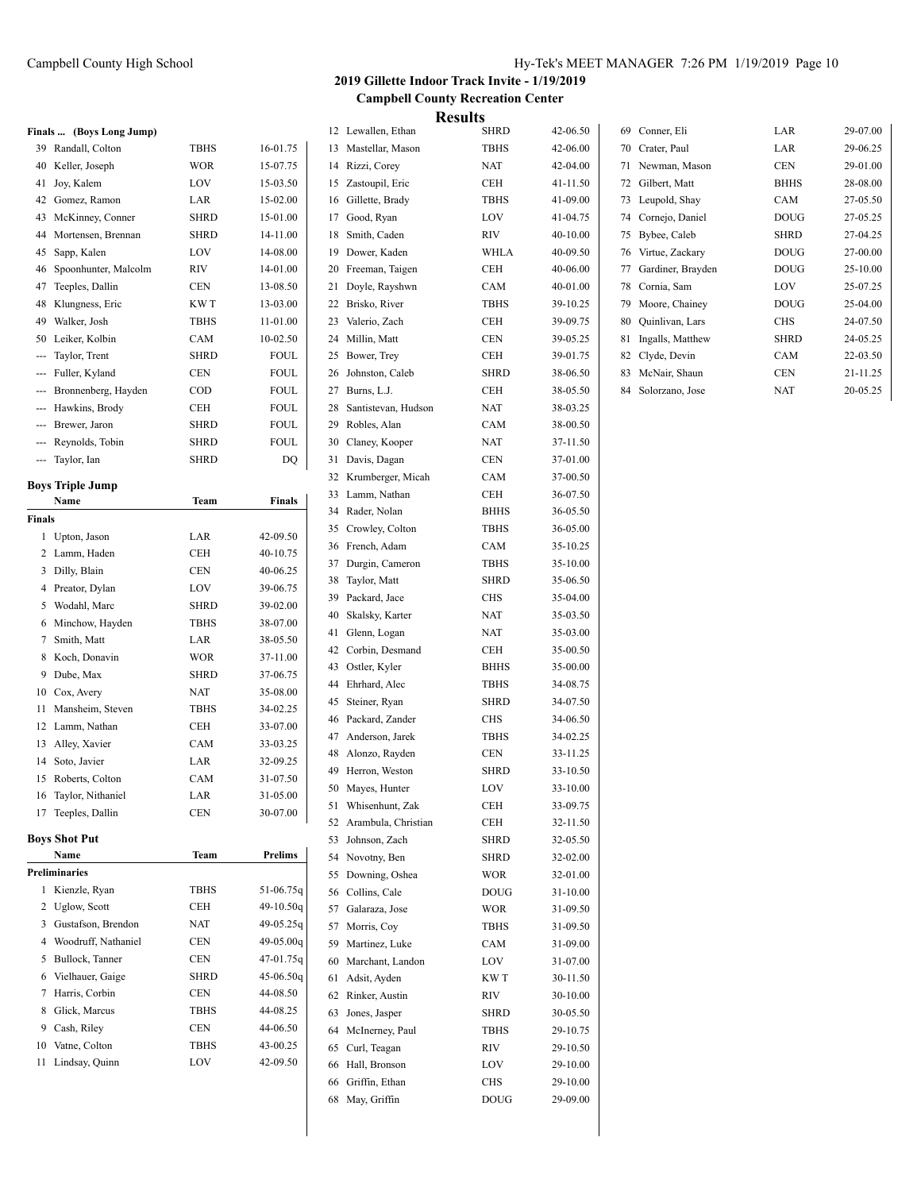## 2019 Gillette Indoor Track Invite - 1/19/2019

### Campbell County Recreation Center

### Results

**Finals ... (Boys Long Jump)**

| | Name | Team | Finals |
|---|---|---|---|
| 39 | Randall, Colton | TBHS | 16-01.75 |
| 40 | Keller, Joseph | WOR | 15-07.75 |
| 41 | Joy, Kalem | LOV | 15-03.50 |
| 42 | Gomez, Ramon | LAR | 15-02.00 |
| 43 | McKinney, Conner | SHRD | 15-01.00 |
| 44 | Mortensen, Brennan | SHRD | 14-11.00 |
| 45 | Sapp, Kalen | LOV | 14-08.00 |
| 46 | Spoonhunter, Malcolm | RIV | 14-01.00 |
| 47 | Teeples, Dallin | CEN | 13-08.50 |
| 48 | Klungness, Eric | KW T | 13-03.00 |
| 49 | Walker, Josh | TBHS | 11-01.00 |
| 50 | Leiker, Kolbin | CAM | 10-02.50 |
| --- | Taylor, Trent | SHRD | FOUL |
| --- | Fuller, Kyland | CEN | FOUL |
| --- | Bronnenberg, Hayden | COD | FOUL |
| --- | Hawkins, Brody | CEH | FOUL |
| --- | Brewer, Jaron | SHRD | FOUL |
| --- | Reynolds, Tobin | SHRD | FOUL |
| --- | Taylor, Ian | SHRD | DQ |

### Boys Triple Jump

| | Name | Team | Finals |
|---|---|---|---|
| **Finals** | | | |
| 1 | Upton, Jason | LAR | 42-09.50 |
| 2 | Lamm, Haden | CEH | 40-10.75 |
| 3 | Dilly, Blain | CEN | 40-06.25 |
| 4 | Preator, Dylan | LOV | 39-06.75 |
| 5 | Wodahl, Marc | SHRD | 39-02.00 |
| 6 | Minchow, Hayden | TBHS | 38-07.00 |
| 7 | Smith, Matt | LAR | 38-05.50 |
| 8 | Koch, Donavin | WOR | 37-11.00 |
| 9 | Dube, Max | SHRD | 37-06.75 |
| 10 | Cox, Avery | NAT | 35-08.00 |
| 11 | Mansheim, Steven | TBHS | 34-02.25 |
| 12 | Lamm, Nathan | CEH | 33-07.00 |
| 13 | Alley, Xavier | CAM | 33-03.25 |
| 14 | Soto, Javier | LAR | 32-09.25 |
| 15 | Roberts, Colton | CAM | 31-07.50 |
| 16 | Taylor, Nithaniel | LAR | 31-05.00 |
| 17 | Teeples, Dallin | CEN | 30-07.00 |

### Boys Shot Put

| | Name | Team | Prelims |
|---|---|---|---|
| **Preliminaries** | | | |
| 1 | Kienzle, Ryan | TBHS | 51-06.75q |
| 2 | Uglow, Scott | CEH | 49-10.50q |
| 3 | Gustafson, Brendon | NAT | 49-05.25q |
| 4 | Woodruff, Nathaniel | CEN | 49-05.00q |
| 5 | Bullock, Tanner | CEN | 47-01.75q |
| 6 | Vielhauer, Gaige | SHRD | 45-06.50q |
| 7 | Harris, Corbin | CEN | 44-08.50 |
| 8 | Glick, Marcus | TBHS | 44-08.25 |
| 9 | Cash, Riley | CEN | 44-06.50 |
| 10 | Vatne, Colton | TBHS | 43-00.25 |
| 11 | Lindsay, Quinn | LOV | 42-09.50 |
| 12 | Lewallen, Ethan | SHRD | 42-06.50 |
| 13 | Mastellar, Mason | TBHS | 42-06.00 |
| 14 | Rizzi, Corey | NAT | 42-04.00 |
| 15 | Zastoupil, Eric | CEH | 41-11.50 |
| 16 | Gillette, Brady | TBHS | 41-09.00 |
| 17 | Good, Ryan | LOV | 41-04.75 |
| 18 | Smith, Caden | RIV | 40-10.00 |
| 19 | Dower, Kaden | WHLA | 40-09.50 |
| 20 | Freeman, Taigen | CEH | 40-06.00 |
| 21 | Doyle, Rayshwn | CAM | 40-01.00 |
| 22 | Brisko, River | TBHS | 39-10.25 |
| 23 | Valerio, Zach | CEH | 39-09.75 |
| 24 | Millin, Matt | CEN | 39-05.25 |
| 25 | Bower, Trey | CEH | 39-01.75 |
| 26 | Johnston, Caleb | SHRD | 38-06.50 |
| 27 | Burns, L.J. | CEH | 38-05.50 |
| 28 | Santistevan, Hudson | NAT | 38-03.25 |
| 29 | Robles, Alan | CAM | 38-00.50 |
| 30 | Claney, Kooper | NAT | 37-11.50 |
| 31 | Davis, Dagan | CEN | 37-01.00 |
| 32 | Krumberger, Micah | CAM | 37-00.50 |
| 33 | Lamm, Nathan | CEH | 36-07.50 |
| 34 | Rader, Nolan | BHHS | 36-05.50 |
| 35 | Crowley, Colton | TBHS | 36-05.00 |
| 36 | French, Adam | CAM | 35-10.25 |
| 37 | Durgin, Cameron | TBHS | 35-10.00 |
| 38 | Taylor, Matt | SHRD | 35-06.50 |
| 39 | Packard, Jace | CHS | 35-04.00 |
| 40 | Skalsky, Karter | NAT | 35-03.50 |
| 41 | Glenn, Logan | NAT | 35-03.00 |
| 42 | Corbin, Desmand | CEH | 35-00.50 |
| 43 | Ostler, Kyler | BHHS | 35-00.00 |
| 44 | Ehrhard, Alec | TBHS | 34-08.75 |
| 45 | Steiner, Ryan | SHRD | 34-07.50 |
| 46 | Packard, Zander | CHS | 34-06.50 |
| 47 | Anderson, Jarek | TBHS | 34-02.25 |
| 48 | Alonzo, Rayden | CEN | 33-11.25 |
| 49 | Herron, Weston | SHRD | 33-10.50 |
| 50 | Mayes, Hunter | LOV | 33-10.00 |
| 51 | Whisenhunt, Zak | CEH | 33-09.75 |
| 52 | Arambula, Christian | CEH | 32-11.50 |
| 53 | Johnson, Zach | SHRD | 32-05.50 |
| 54 | Novotny, Ben | SHRD | 32-02.00 |
| 55 | Downing, Oshea | WOR | 32-01.00 |
| 56 | Collins, Cale | DOUG | 31-10.00 |
| 57 | Galaraza, Jose | WOR | 31-09.50 |
| 57 | Morris, Coy | TBHS | 31-09.50 |
| 59 | Martinez, Luke | CAM | 31-09.00 |
| 60 | Marchant, Landon | LOV | 31-07.00 |
| 61 | Adsit, Ayden | KW T | 30-11.50 |
| 62 | Rinker, Austin | RIV | 30-10.00 |
| 63 | Jones, Jasper | SHRD | 30-05.50 |
| 64 | McInerney, Paul | TBHS | 29-10.75 |
| 65 | Curl, Teagan | RIV | 29-10.50 |
| 66 | Hall, Bronson | LOV | 29-10.00 |
| 66 | Griffin, Ethan | CHS | 29-10.00 |
| 68 | May, Griffin | DOUG | 29-09.00 |
| 69 | Conner, Eli | LAR | 29-07.00 |
| 70 | Crater, Paul | LAR | 29-06.25 |
| 71 | Newman, Mason | CEN | 29-01.00 |
| 72 | Gilbert, Matt | BHHS | 28-08.00 |
| 73 | Leupold, Shay | CAM | 27-05.50 |
| 74 | Cornejo, Daniel | DOUG | 27-05.25 |
| 75 | Bybee, Caleb | SHRD | 27-04.25 |
| 76 | Virtue, Zackary | DOUG | 27-00.00 |
| 77 | Gardiner, Brayden | DOUG | 25-10.00 |
| 78 | Cornia, Sam | LOV | 25-07.25 |
| 79 | Moore, Chainey | DOUG | 25-04.00 |
| 80 | Quinlivan, Lars | CHS | 24-07.50 |
| 81 | Ingalls, Matthew | SHRD | 24-05.25 |
| 82 | Clyde, Devin | CAM | 22-03.50 |
| 83 | McNair, Shaun | CEN | 21-11.25 |
| 84 | Solorzano, Jose | NAT | 20-05.25 |